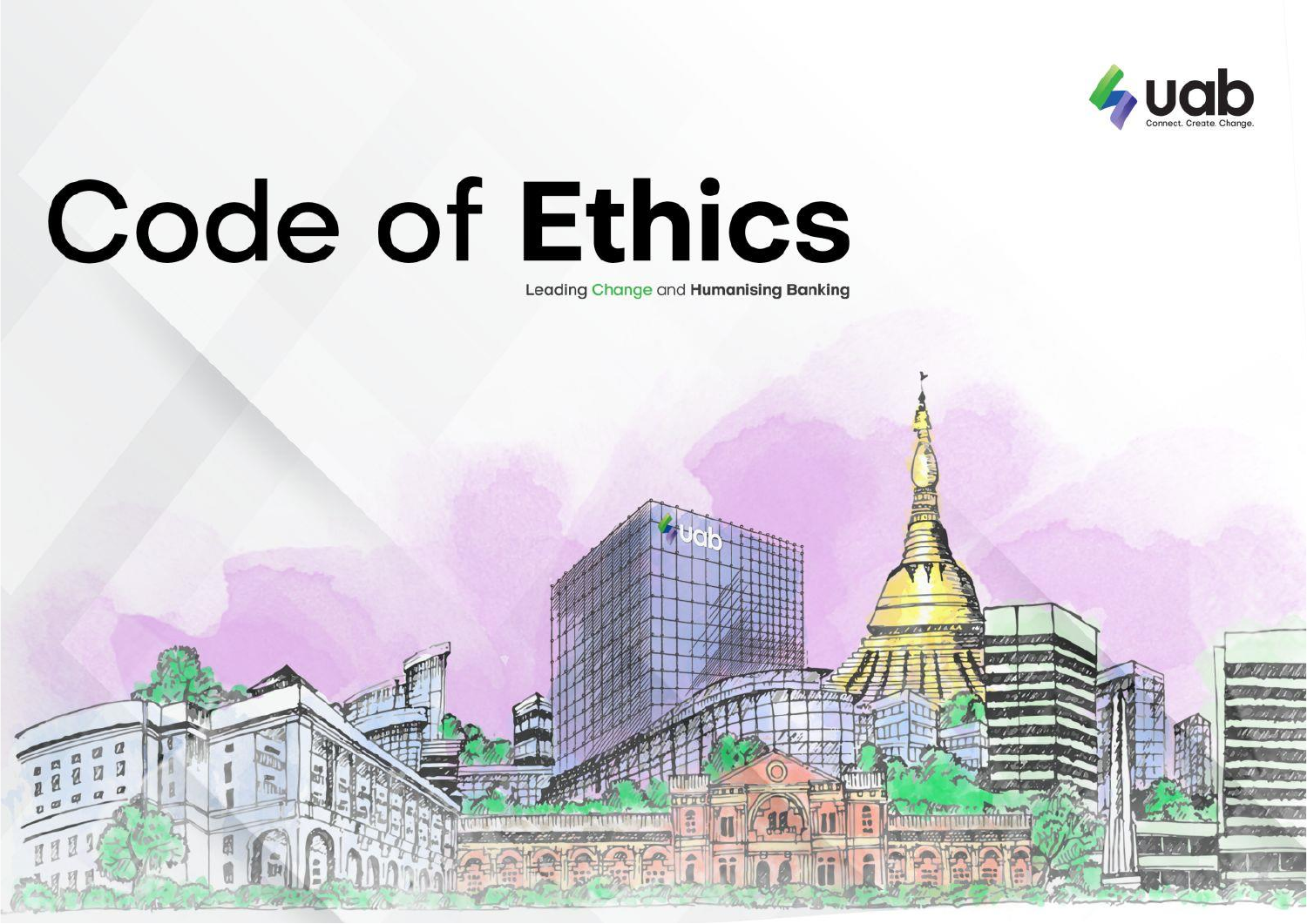uab

Connect. Create. Change.

# Code of **Ethics**

Leading Change and **Humanising Banking**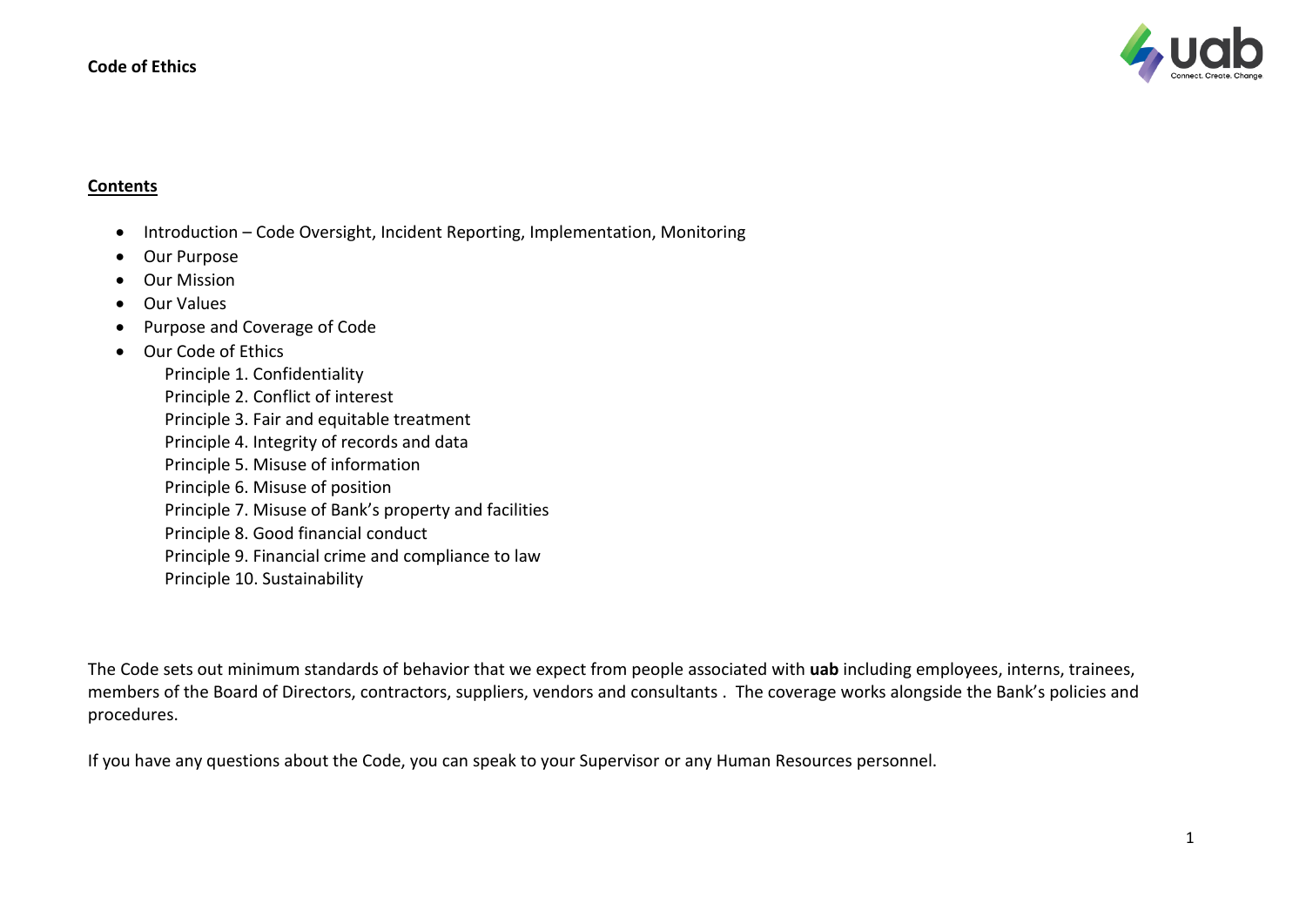**Code of Ethics**

**Contents**

- Introduction – Code Oversight, Incident Reporting, Implementation, Monitoring
- Our Purpose
- Our Mission
- Our Values
- Purpose and Coverage of Code
- Our Code of Ethics
  - Principle 1. Confidentiality
  - Principle 2. Conflict of interest
  - Principle 3. Fair and equitable treatment
  - Principle 4. Integrity of records and data
  - Principle 5. Misuse of information
  - Principle 6. Misuse of position
  - Principle 7. Misuse of Bank's property and facilities
  - Principle 8. Good financial conduct
  - Principle 9. Financial crime and compliance to law
  - Principle 10. Sustainability

The Code sets out minimum standards of behavior that we expect from people associated with **uab** including employees, interns, trainees, members of the Board of Directors, contractors, suppliers, vendors and consultants . The coverage works alongside the Bank's policies and procedures.

If you have any questions about the Code, you can speak to your Supervisor or any Human Resources personnel.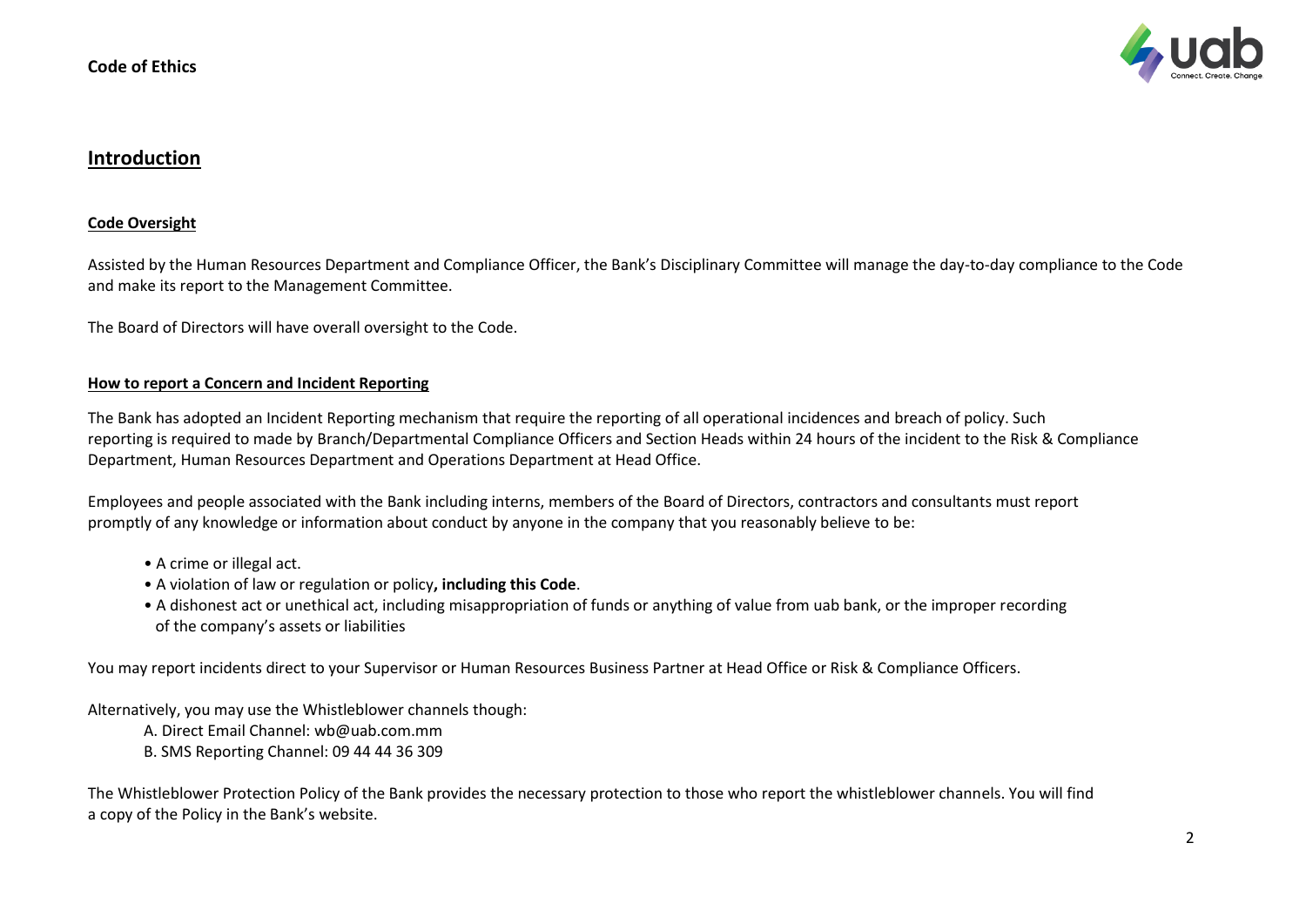## Introduction

### Code Oversight

Assisted by the Human Resources Department and Compliance Officer, the Bank's Disciplinary Committee will manage the day-to-day compliance to the Code and make its report to the Management Committee.

The Board of Directors will have overall oversight to the Code.

### How to report a Concern and Incident Reporting

The Bank has adopted an Incident Reporting mechanism that require the reporting of all operational incidences and breach of policy. Such reporting is required to made by Branch/Departmental Compliance Officers and Section Heads within 24 hours of the incident to the Risk & Compliance Department, Human Resources Department and Operations Department at Head Office.

Employees and people associated with the Bank including interns, members of the Board of Directors, contractors and consultants must report promptly of any knowledge or information about conduct by anyone in the company that you reasonably believe to be:

- A crime or illegal act.
- A violation of law or regulation or policy**, including this Code**.
- A dishonest act or unethical act, including misappropriation of funds or anything of value from uab bank, or the improper recording of the company's assets or liabilities

You may report incidents direct to your Supervisor or Human Resources Business Partner at Head Office or Risk & Compliance Officers.

Alternatively, you may use the Whistleblower channels though:

A. Direct Email Channel: wb@uab.com.mm
B. SMS Reporting Channel: 09 44 44 36 309

The Whistleblower Protection Policy of the Bank provides the necessary protection to those who report the whistleblower channels. You will find a copy of the Policy in the Bank's website.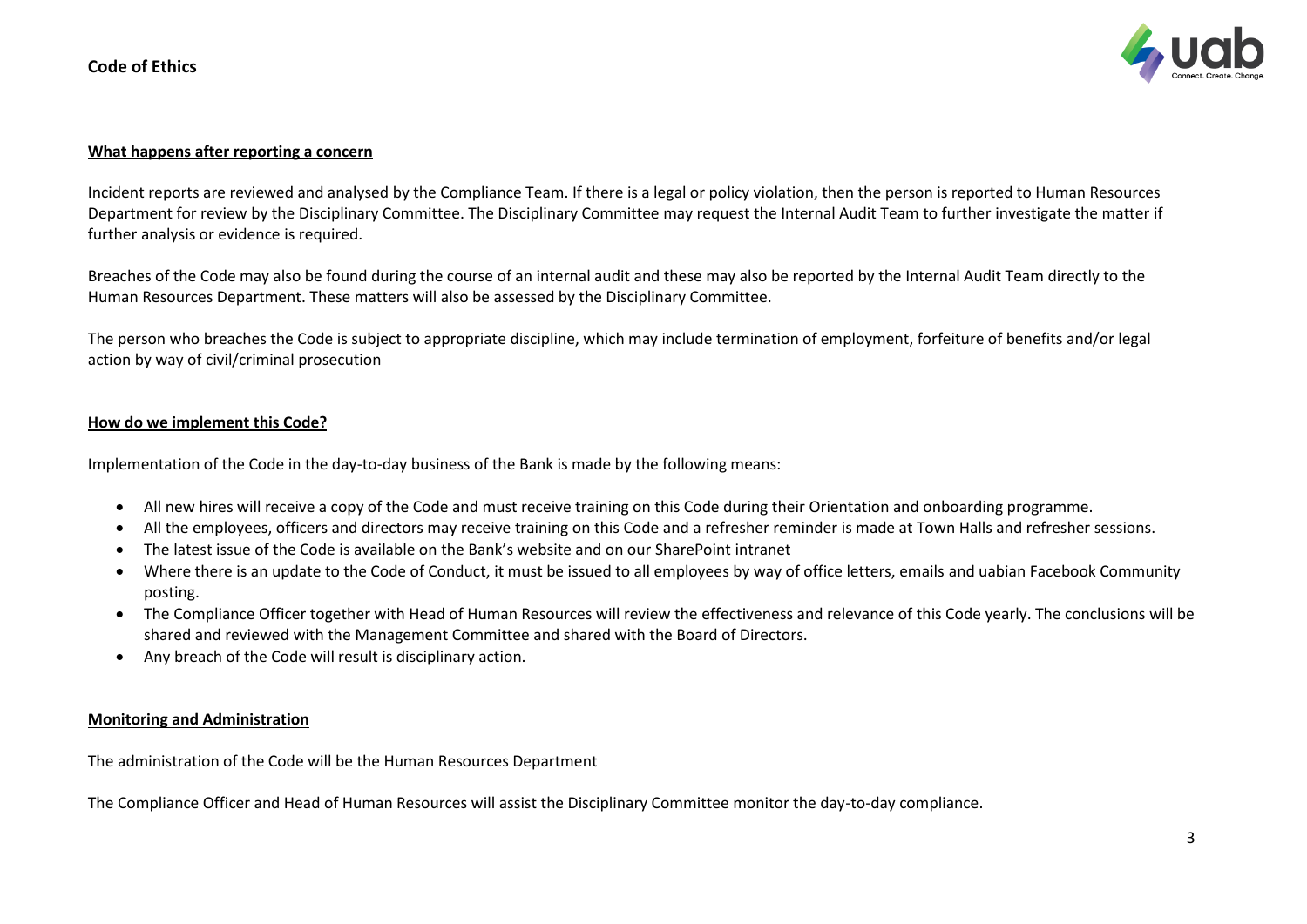## What happens after reporting a concern

Incident reports are reviewed and analysed by the Compliance Team. If there is a legal or policy violation, then the person is reported to Human Resources Department for review by the Disciplinary Committee. The Disciplinary Committee may request the Internal Audit Team to further investigate the matter if further analysis or evidence is required.

Breaches of the Code may also be found during the course of an internal audit and these may also be reported by the Internal Audit Team directly to the Human Resources Department. These matters will also be assessed by the Disciplinary Committee.

The person who breaches the Code is subject to appropriate discipline, which may include termination of employment, forfeiture of benefits and/or legal action by way of civil/criminal prosecution

## How do we implement this Code?

Implementation of the Code in the day-to-day business of the Bank is made by the following means:

- All new hires will receive a copy of the Code and must receive training on this Code during their Orientation and onboarding programme.
- All the employees, officers and directors may receive training on this Code and a refresher reminder is made at Town Halls and refresher sessions.
- The latest issue of the Code is available on the Bank's website and on our SharePoint intranet
- Where there is an update to the Code of Conduct, it must be issued to all employees by way of office letters, emails and uabian Facebook Community posting.
- The Compliance Officer together with Head of Human Resources will review the effectiveness and relevance of this Code yearly. The conclusions will be shared and reviewed with the Management Committee and shared with the Board of Directors.
- Any breach of the Code will result is disciplinary action.

## Monitoring and Administration

The administration of the Code will be the Human Resources Department

The Compliance Officer and Head of Human Resources will assist the Disciplinary Committee monitor the day-to-day compliance.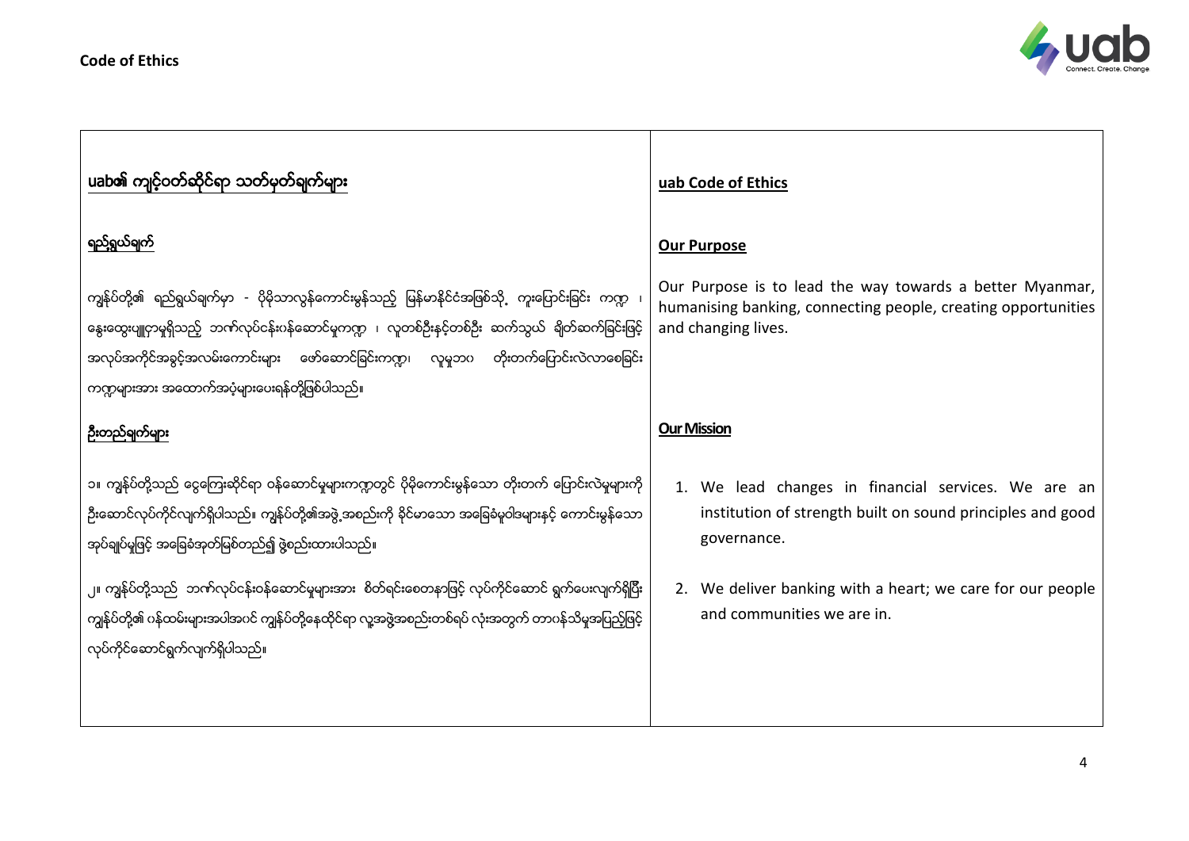## uab၏ ကျင့်ဝတ်ဆိုင်ရာ သတ်မှတ်ချက်များ

### ရည်ရွယ်ချက်

ကျွန်ုပ်တို့၏ ရည်ရွယ်ချက်မှာ - ပိုမိုသာလွန်ကောင်းမွန်သည့် မြန်မာနိုင်ငံအဖြစ်သို့ ကူးပြောင်းခြင်း ကဏ္ဍ ၊ နွေးထွေးပျူငှာမှုရှိသည့် ဘဏ်လုပ်ငန်းဝန်ဆောင်မှုကဏ္ဍ ၊ လူတစ်ဦးနှင့်တစ်ဦး ဆက်သွယ် ချိတ်ဆက်ခြင်းဖြင့် အလုပ်အကိုင်အခွင့်အလမ်းကောင်းများ ဖော်ဆောင်ခြင်းကဏ္ဍ၊ လူမှုဘဝ တိုးတက်ပြောင်းလဲလာစေခြင်း ကဏ္ဍများအား အထောက်အပံ့များပေးရန်တို့ဖြစ်ပါသည်။

### ဦးတည်ချက်များ

၁။ ကျွန်ုပ်တို့သည် ငွေကြေးဆိုင်ရာ ဝန်ဆောင်မှုများကဏ္ဍတွင် ပိုမိုကောင်းမွန်သော တိုးတက် ပြောင်းလဲမှုများကို ဦးဆောင်လုပ်ကိုင်လျက်ရှိပါသည်။ ကျွန်ုပ်တို့၏အဖွဲ့အစည်းကို ခိုင်မာသော အခြေခံမူဝါဒများနှင့် ကောင်းမွန်သော အုပ်ချုပ်မှုဖြင့် အခြေခံအုတ်မြစ်တည်၍ ဖွဲ့စည်းထားပါသည်။

၂။ ကျွန်ုပ်တို့သည် ဘဏ်လုပ်ငန်းဝန်ဆောင်မှုများအား စိတ်ရင်းစေတနာဖြင့် လုပ်ကိုင်ဆောင် ရွက်ပေးလျက်ရှိပြီး ကျွန်ုပ်တို့၏ ဝန်ထမ်းများအပါအဝင် ကျွန်ုပ်တို့နေထိုင်ရာ လူ့အဖွဲ့အစည်းတစ်ရပ် လုံးအတွက် တာဝန်သိမှုအပြည့်ဖြင့် လုပ်ကိုင်ဆောင်ရွက်လျက်ရှိပါသည်။

## uab Code of Ethics

### Our Purpose

Our Purpose is to lead the way towards a better Myanmar, humanising banking, connecting people, creating opportunities and changing lives.

### Our Mission

1. We lead changes in financial services. We are an institution of strength built on sound principles and good governance.

2. We deliver banking with a heart; we care for our people and communities we are in.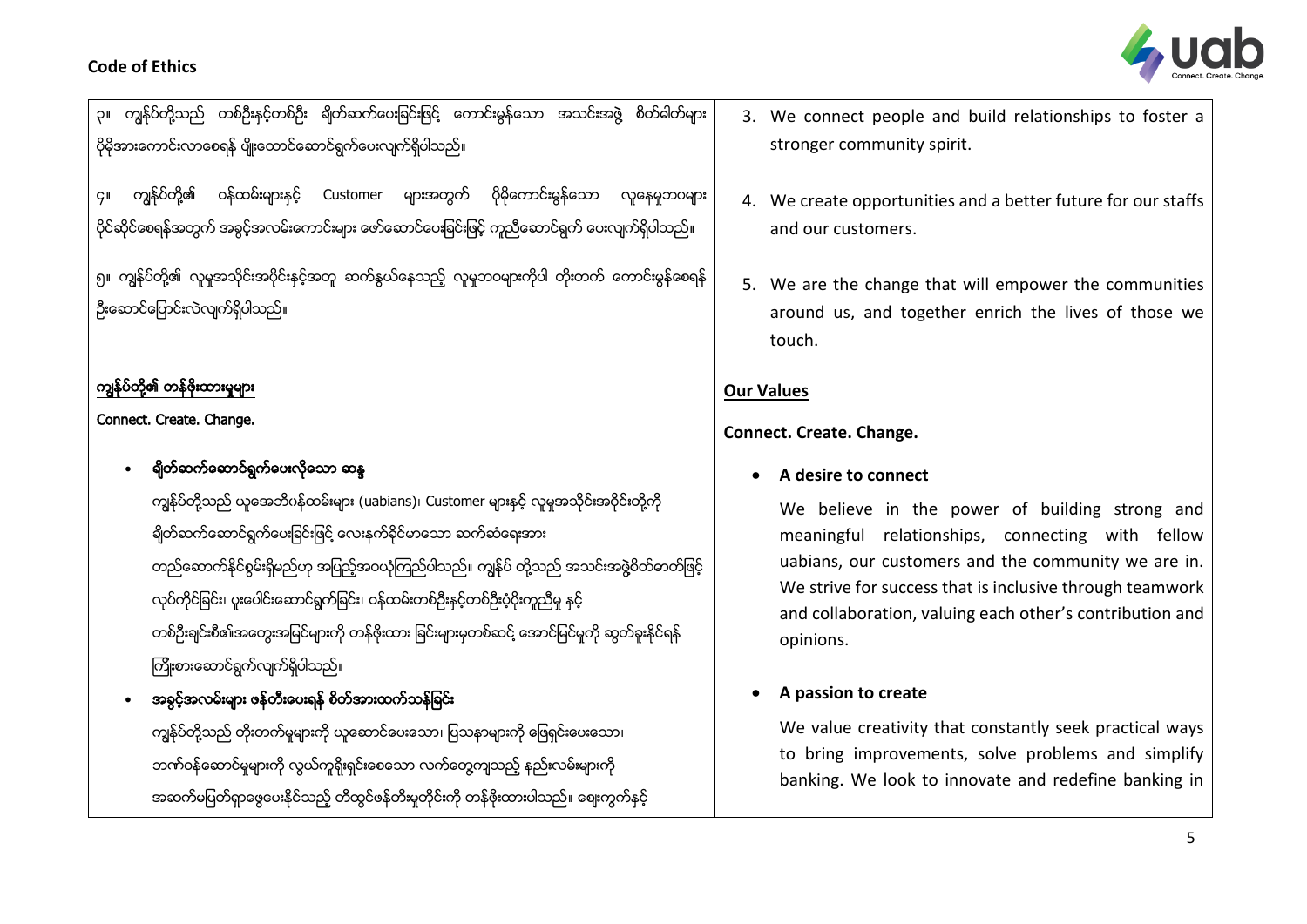၃။ ကျွန်ုပ်တို့သည် တစ်ဦးနှင့်တစ်ဦး ချိတ်ဆက်ပေးခြင်းဖြင့် ကောင်းမွန်သော အသင်းအဖွဲ့ စိတ်ဓါတ်များ ပိုမိုအားကောင်းလာစေရန် ပျိုးထောင်ဆောင်ရွက်ပေးလျက်ရှိပါသည်။

၄။ ကျွန်ုပ်တို့၏ ဝန်ထမ်းများနှင့် Customer များအတွက် ပိုမိုကောင်းမွန်သော လူနေမှုဘဝများ ပိုင်ဆိုင်စေရန်အတွက် အခွင့်အလမ်းကောင်းများ ဖော်ဆောင်ပေးခြင်းဖြင့် ကူညီဆောင်ရွက် ပေးလျက်ရှိပါသည်။

၅။ ကျွန်ုပ်တို့၏ လူမှုအသိုင်းအဝိုင်းနှင့်အတူ ဆက်နွယ်နေသည့် လူမှုဘဝများကိုပါ တိုးတက် ကောင်းမွန်စေရန် ဦးဆောင်ပြောင်းလဲလျက်ရှိပါသည်။

**ကျွန်ုပ်တို့၏ တန်ဖိုးထားမှုများ**

**Connect. Create. Change.**

- **ချိတ်ဆက်ဆောင်ရွက်ပေးလိုသော ဆန္ဒ**

  ကျွန်ုပ်တို့သည် ယူအေဘီဝန်ထမ်းများ (uabians)၊ Customer များနှင့် လူမှုအသိုင်းအဝိုင်းတို့ကို ချိတ်ဆက်ဆောင်ရွက်ပေးခြင်းဖြင့် လေးနက်ခိုင်မာသော ဆက်ဆံရေးအား တည်ဆောက်နိုင်စွမ်းရှိမည်ဟု အပြည့်အဝယုံကြည်ပါသည်။ ကျွန်ုပ် တို့သည် အသင်းအဖွဲ့စိတ်ဓာတ်ဖြင့် လုပ်ကိုင်ခြင်း၊ ပူးပေါင်းဆောင်ရွက်ခြင်း၊ ဝန်ထမ်းတစ်ဦးနှင့်တစ်ဦးပံ့ပိုးကူညီမှု နှင့် တစ်ဦးချင်းစီ၏အတွေးအမြင်များကို တန်ဖိုးထား ခြင်းများမှတစ်ဆင့် အောင်မြင်မှုကို ဆွတ်ခူးနိုင်ရန် ကြိုးစားဆောင်ရွက်လျက်ရှိပါသည်။

- **အခွင့်အလမ်းများ ဖန်တီးပေးရန် စိတ်အားထက်သန်ခြင်း**

  ကျွန်ုပ်တို့သည် တိုးတက်မှုများကို ယူဆောင်ပေးသော၊ ပြဿနာများကို ဖြေရှင်းပေးသော၊ ဘဏ်ဝန်ဆောင်မှုများကို လွယ်ကူရိုးရှင်းစေသော လက်တွေ့ကျသည့် နည်းလမ်းများကို အဆက်မပြတ်ရှာဖွေပေးနိုင်သည့် တီထွင်ဖန်တီးမှုတိုင်းကို တန်ဖိုးထားပါသည်။ ဈေးကွက်နှင့်

3. We connect people and build relationships to foster a stronger community spirit.

4. We create opportunities and a better future for our staffs and our customers.

5. We are the change that will empower the communities around us, and together enrich the lives of those we touch.

**Our Values**

**Connect. Create. Change.**

- **A desire to connect**

  We believe in the power of building strong and meaningful relationships, connecting with fellow uabians, our customers and the community we are in. We strive for success that is inclusive through teamwork and collaboration, valuing each other's contribution and opinions.

- **A passion to create**

  We value creativity that constantly seek practical ways to bring improvements, solve problems and simplify banking. We look to innovate and redefine banking in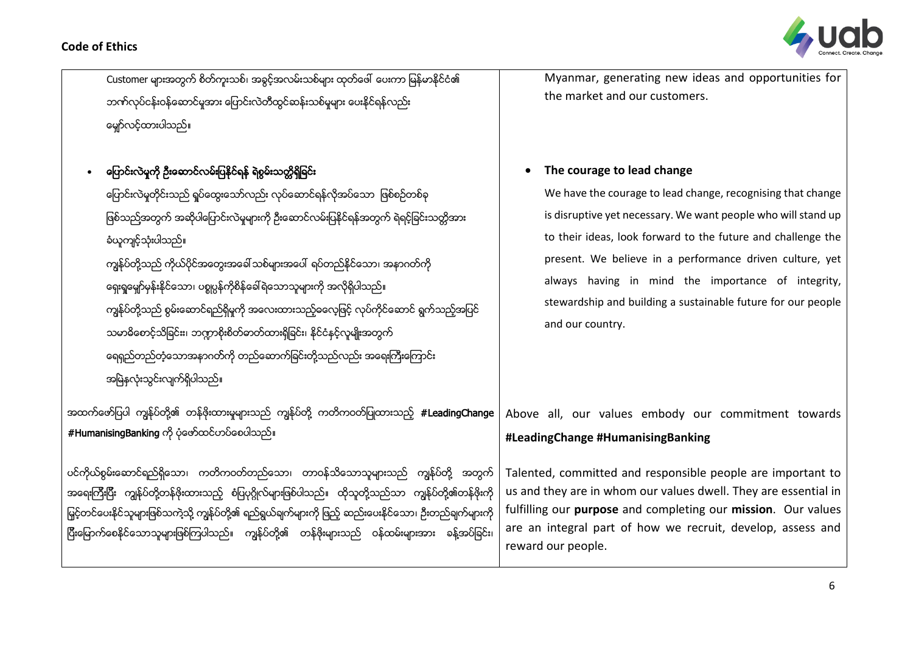Customer များအတွက် စိတ်ကူးသစ်၊ အခွင့်အလမ်းသစ်များ ထုတ်ဖော် ပေးကာ မြန်မာနိုင်ငံ၏ ဘဏ်လုပ်ငန်းဝန်ဆောင်မှုအား ပြောင်းလဲတီထွင်ဆန်းသစ်မှုများ ပေးနိုင်ရန်လည်း မျှော်လင့်ထားပါသည်။

- **ပြောင်းလဲမှုကို ဦးဆောင်လမ်းပြနိုင်ရန် ရဲစွမ်းသတ္တိရှိခြင်း**

  ပြောင်းလဲမှုတိုင်းသည် ရှုပ်ထွေးသော်လည်း လုပ်ဆောင်ရန်လိုအပ်သော ဖြစ်စဉ်တစ်ခု ဖြစ်သည့်အတွက် အဆိုပါပြောင်းလဲမှုများကို ဦးဆောင်လမ်းပြနိုင်ရန်အတွက် ရဲရင့်ခြင်းသတ္တိအား ခံယူကျင့်သုံးပါသည်။

  ကျွန်ုပ်တို့သည် ကိုယ်ပိုင်အတွေးအခေါ် သစ်များအပေါ် ရပ်တည်နိုင်သော၊ အနာဂတ်ကို ရှေးရှုမျှော်မှန်းနိုင်သော၊ ပစ္စုပ္ပန်ကိုစိန်ခေါ်ရဲသောသူများကို အလိုရှိပါသည်။

  ကျွန်ုပ်တို့သည် စွမ်းဆောင်ရည်ရှိမှုကို အလေးထားသည့်ဓလေ့ဖြင့် လုပ်ကိုင်ဆောင် ရွက်သည့်အပြင် သမာဓိစောင့်သိခြင်း၊ ဘဏ္ဍာစီးစိတ်ဓာတ်ထားရှိခြင်း၊ နိုင်ငံနှင့်လူမျိုးအတွက် ရေရှည်တည်တံ့သောအနာဂတ်ကို တည်ဆောက်ခြင်းတို့သည်လည်း အရေးကြီးကြောင်း အမြဲနှလုံးသွင်းလျက်ရှိပါသည်။

အထက်ဖော်ပြပါ ကျွန်ုပ်တို့၏ တန်ဖိုးထားမှုများသည် ကျွန်ုပ်တို့ ကတိကဝတ်ပြုထားသည့် **#LeadingChange #HumanisingBanking** ကို ပုံဖော်ထင်ဟပ်စေပါသည်။

ပင်ကိုယ်စွမ်းဆောင်ရည်ရှိသော၊ ကတိကဝတ်တည်သော၊ တာဝန်သိသောသူများသည် ကျွန်ုပ်တို့ အတွက် အရေးကြီးပြီး ကျွန်ုပ်တို့တန်ဖိုးထားသည့် စံပြပုဂ္ဂိုလ်များဖြစ်ပါသည်။ ထိုသူတို့သည်သာ ကျွန်ုပ်တို့၏တန်ဖိုးကို မြှင့်တင်ပေးနိုင်သူများဖြစ်သကဲ့သို့ ကျွန်ုပ်တို့၏ ရည်ရွယ်ချက်များကို ဖြည့် ဆည်းပေးနိုင်သော၊ ဦးတည်ချက်များကို ပြီးမြောက်စေနိုင်သောသူများဖြစ်ကြပါသည်။ ကျွန်ုပ်တို့၏ တန်ဖိုးများသည် ဝန်ထမ်းများအား ခန့်အပ်ခြင်း၊

Myanmar, generating new ideas and opportunities for the market and our customers.

- **The courage to lead change**

  We have the courage to lead change, recognising that change is disruptive yet necessary. We want people who will stand up to their ideas, look forward to the future and challenge the present. We believe in a performance driven culture, yet always having in mind the importance of integrity, stewardship and building a sustainable future for our people and our country.

Above all, our values embody our commitment towards **#LeadingChange #HumanisingBanking**

Talented, committed and responsible people are important to us and they are in whom our values dwell. They are essential in fulfilling our **purpose** and completing our **mission**. Our values are an integral part of how we recruit, develop, assess and reward our people.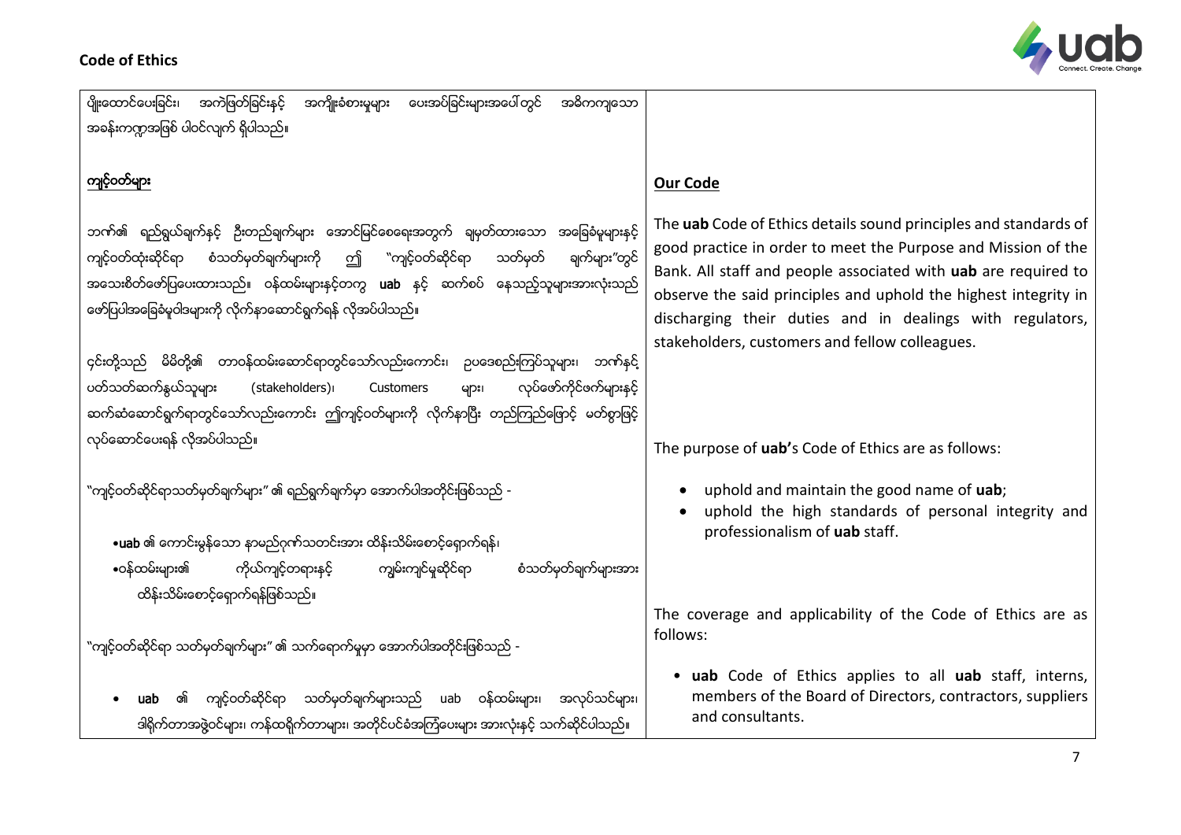ပျိုးထောင်ပေးခြင်း၊ အကဲဖြတ်ခြင်းနှင့် အကျိုးခံစားမှုများ ပေးအပ်ခြင်းများအပေါ်တွင် အဓိကကျသော အခန်းကဏ္ဍအဖြစ် ပါဝင်လျက် ရှိပါသည်။

**ကျင့်ဝတ်များ**

ဘဏ်၏ ရည်ရွယ်ချက်နှင့် ဦးတည်ချက်များ အောင်မြင်စေရေးအတွက် ချမှတ်ထားသော အခြေခံမူများနှင့် ကျင့်ဝတ်ထုံးဆိုင်ရာ စံသတ်မှတ်ချက်များကို ဤ "ကျင့်ဝတ်ဆိုင်ရာ သတ်မှတ် ချက်များ"တွင် အသေးစိတ်ဖော်ပြပေးထားသည်။ ဝန်ထမ်းများနှင့်တကွ **uab** နှင့် ဆက်စပ် နေသည့်သူများအားလုံးသည် ဖော်ပြပါအခြေခံမူဝါဒများကို လိုက်နာဆောင်ရွက်ရန် လိုအပ်ပါသည်။

၄င်းတို့သည် မိမိတို့၏ တာဝန်ထမ်းဆောင်ရာတွင်သော်လည်းကောင်း၊ ဥပဒေစည်းကြပ်သူများ၊ ဘဏ်နှင့် ပတ်သတ်ဆက်နွယ်သူများ (stakeholders)၊ Customers များ၊ လုပ်ဖော်ကိုင်ဖက်များနှင့် ဆက်ဆံဆောင်ရွက်ရာတွင်သော်လည်းကောင်း ဤကျင့်ဝတ်များကို လိုက်နာပြီး တည်ကြည်ဖြောင့် မတ်စွာဖြင့် လုပ်ဆောင်ပေးရန် လိုအပ်ပါသည်။

"ကျင့်ဝတ်ဆိုင်ရာသတ်မှတ်ချက်များ" ၏ ရည်ရွယ်ချက်မှာ အောက်ပါအတိုင်းဖြစ်သည် -

- **uab** ၏ ကောင်းမွန်သော နာမည်ဂုဏ်သတင်းအား ထိန်းသိမ်းစောင့်ရှောက်ရန်၊
- ဝန်ထမ်းများ၏ ကိုယ်ကျင့်တရားနှင့် ကျွမ်းကျင်မှုဆိုင်ရာ စံသတ်မှတ်ချက်များအား ထိန်းသိမ်းစောင့်ရှောက်ရန်ဖြစ်သည်။

"ကျင့်ဝတ်ဆိုင်ရာ သတ်မှတ်ချက်များ" ၏ သက်ရောက်မှုမှာ အောက်ပါအတိုင်းဖြစ်သည် -

- **uab** ၏ ကျင့်ဝတ်ဆိုင်ရာ သတ်မှတ်ချက်များသည် uab ဝန်ထမ်းများ၊ အလုပ်သင်များ၊ ဒါရိုက်တာအဖွဲ့ဝင်များ၊ ကန်ထရိုက်တာများ၊ အတိုင်ပင်ခံအကြံပေးများ အားလုံးနှင့် သက်ဆိုင်ပါသည်။

**Our Code**

The **uab** Code of Ethics details sound principles and standards of good practice in order to meet the Purpose and Mission of the Bank. All staff and people associated with **uab** are required to observe the said principles and uphold the highest integrity in discharging their duties and in dealings with regulators, stakeholders, customers and fellow colleagues.

The purpose of **uab'**s Code of Ethics are as follows:

- uphold and maintain the good name of **uab**;
- uphold the high standards of personal integrity and professionalism of **uab** staff.

The coverage and applicability of the Code of Ethics are as follows:

- **uab** Code of Ethics applies to all **uab** staff, interns, members of the Board of Directors, contractors, suppliers and consultants.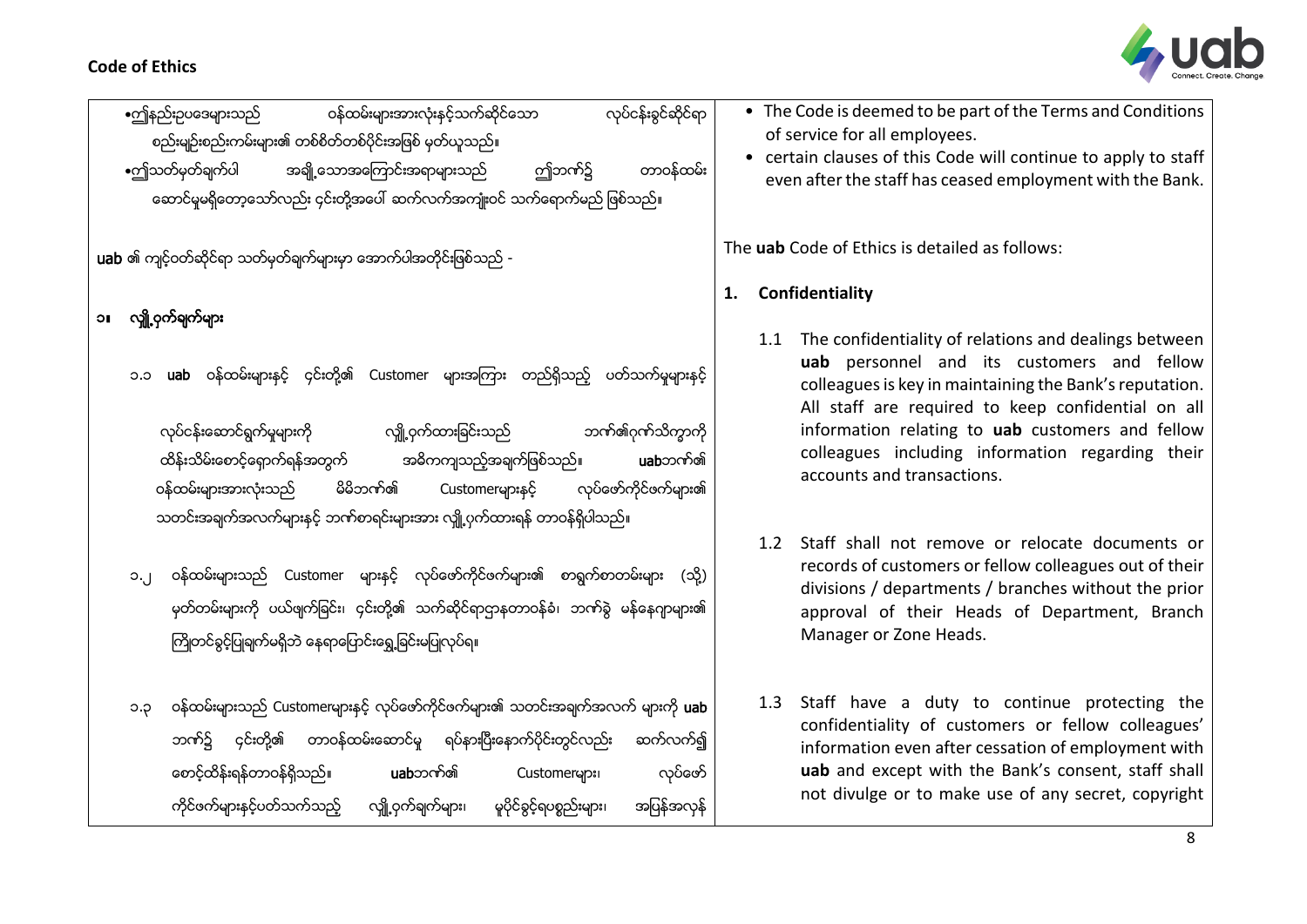•ဤနည်းဥပဒေများသည် ဝန်ထမ်းများအားလုံးနှင့်သက်ဆိုင်သော လုပ်ငန်းခွင်ဆိုင်ရာ စည်းမျဉ်းစည်းကမ်းများ၏ တစ်စိတ်တစ်ပိုင်းအဖြစ် မှတ်ယူသည်။

•ဤသတ်မှတ်ချက်ပါ အချို့သောအကြောင်းအရာများသည် ဤဘဏ်၌ တာဝန်ထမ်းဆောင်မှုမရှိတော့သော်လည်း ၎င်းတို့အပေါ် ဆက်လက်အကျုံးဝင် သက်ရောက်မည် ဖြစ်သည်။

- The Code is deemed to be part of the Terms and Conditions of service for all employees.
- certain clauses of this Code will continue to apply to staff even after the staff has ceased employment with the Bank.

**uab** ၏ ကျင့်ဝတ်ဆိုင်ရာ သတ်မှတ်ချက်များမှာ အောက်ပါအတိုင်းဖြစ်သည် -

The **uab** Code of Ethics is detailed as follows:

## ၁။ လျှို့ဝှက်ချက်များ

## 1. Confidentiality

၁.၁ **uab** ဝန်ထမ်းများနှင့် ၎င်းတို့၏ Customer များအကြား တည်ရှိသည့် ပတ်သက်မှုများနှင့် လုပ်ငန်းဆောင်ရွက်မှုများကို လျှို့ဝှက်ထားခြင်းသည် ဘဏ်၏ဂုဏ်သိက္ခာကို ထိန်းသိမ်းစောင့်ရှောက်ရန်အတွက် အဓိကကျသည့်အချက်ဖြစ်သည်။ **uab**ဘဏ်၏ ဝန်ထမ်းများအားလုံးသည် မိမိဘဏ်၏ Customerများနှင့် လုပ်ဖော်ကိုင်ဖက်များ၏ သတင်းအချက်အလက်များနှင့် ဘဏ်စာရင်းများအား လျှို့ဝှက်ထားရန် တာဝန်ရှိပါသည်။

1.1 The confidentiality of relations and dealings between **uab** personnel and its customers and fellow colleagues is key in maintaining the Bank's reputation. All staff are required to keep confidential on all information relating to **uab** customers and fellow colleagues including information regarding their accounts and transactions.

၁.၂ ဝန်ထမ်းများသည် Customer များနှင့် လုပ်ဖော်ကိုင်ဖက်များ၏ စာရွက်စာတမ်းများ (သို့) မှတ်တမ်းများကို ပယ်ဖျက်ခြင်း၊ ၎င်းတို့၏ သက်ဆိုင်ရာဌာနတာဝန်ခံ၊ ဘဏ်ခွဲ မန်နေဂျာများ၏ ကြိုတင်ခွင့်ပြုချက်မရှိဘဲ နေရာပြောင်းရွှေ့ခြင်းမပြုလုပ်ရ။

1.2 Staff shall not remove or relocate documents or records of customers or fellow colleagues out of their divisions / departments / branches without the prior approval of their Heads of Department, Branch Manager or Zone Heads.

၁.၃ ဝန်ထမ်းများသည် Customerများနှင့် လုပ်ဖော်ကိုင်ဖက်များ၏ သတင်းအချက်အလက် များကို **uab** ဘဏ်၌ ၎င်းတို့၏ တာဝန်ထမ်းဆောင်မှု ရပ်နားပြီးနောက်ပိုင်းတွင်လည်း ဆက်လက်၍ စောင့်ထိန်းရန်တာဝန်ရှိသည်။ **uab**ဘဏ်၏ Customerများ၊ လုပ်ဖော်ကိုင်ဖက်များနှင့်ပတ်သက်သည့် လျှို့ဝှက်ချက်များ၊ မူပိုင်ခွင့်ရပစ္စည်းများ၊ အပြန်အလှန်

1.3 Staff have a duty to continue protecting the confidentiality of customers or fellow colleagues' information even after cessation of employment with **uab** and except with the Bank's consent, staff shall not divulge or to make use of any secret, copyright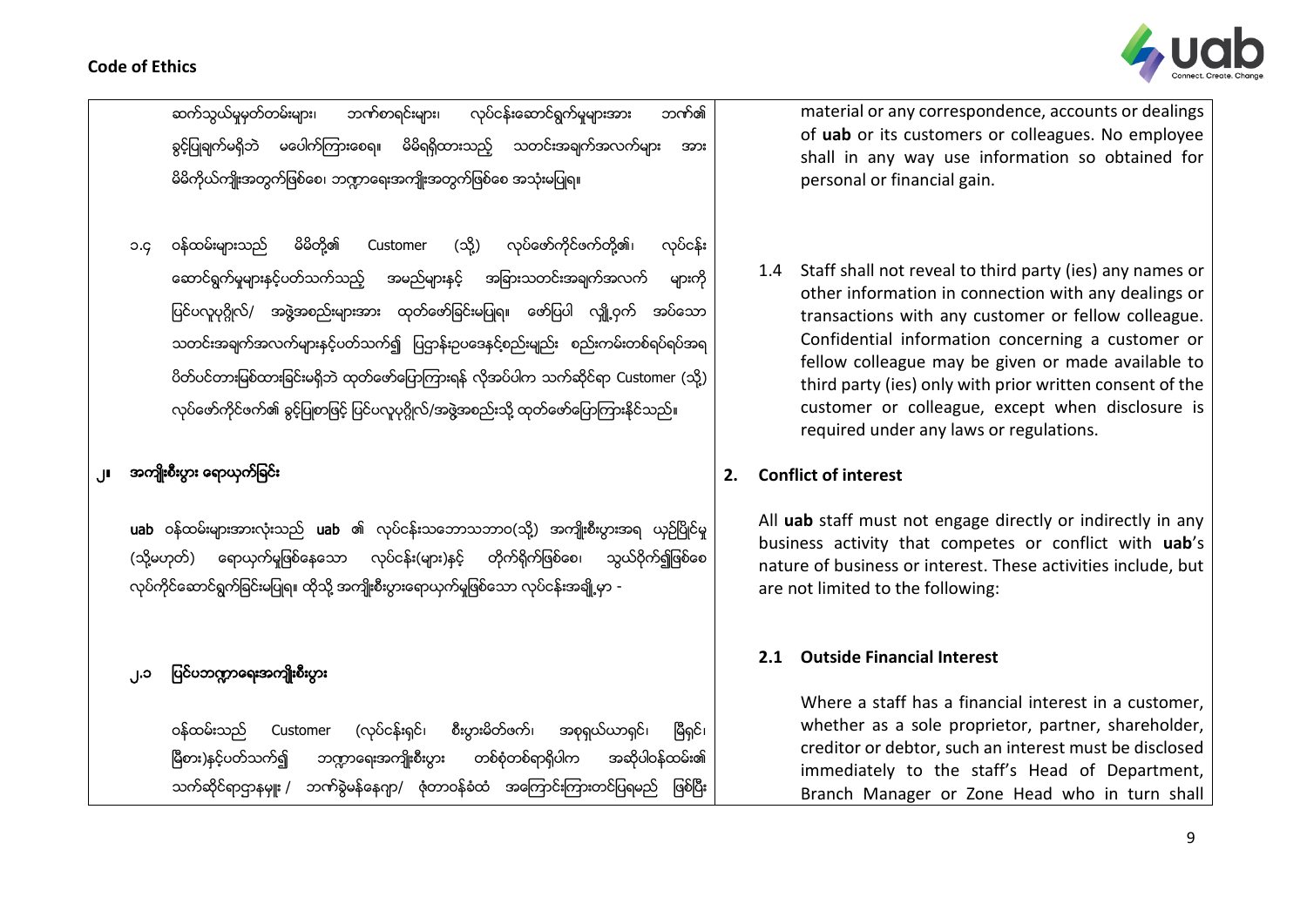ဆက်သွယ်မှုမှတ်တမ်းများ၊ ဘဏ်စာရင်းများ၊ လုပ်ငန်းဆောင်ရွက်မှုများအား ဘဏ်၏ ခွင့်ပြုချက်မရှိဘဲ မပေါက်ကြားစေရ။ မိမိရရှိထားသည့် သတင်းအချက်အလက်များ အား မိမိကိုယ်ကျိုးအတွက်ဖြစ်စေ၊ ဘဏ္ဍာရေးအကျိုးအတွက်ဖြစ်စေ အသုံးမပြုရ။

material or any correspondence, accounts or dealings of **uab** or its customers or colleagues. No employee shall in any way use information so obtained for personal or financial gain.

၁.၄ ဝန်ထမ်းများသည် မိမိတို့၏ Customer (သို့) လုပ်ဖော်ကိုင်ဖက်တို့၏၊ လုပ်ငန်း ဆောင်ရွက်မှုများနှင့်ပတ်သက်သည့် အမည်များနှင့် အခြားသတင်းအချက်အလက် များကို ပြင်ပလူပုဂ္ဂိုလ်/ အဖွဲ့အစည်းများအား ထုတ်ဖော်ခြင်းမပြုရ။ ဖော်ပြပါ လျှို့ဝှက် အပ်သော သတင်းအချက်အလက်များနှင့်ပတ်သက်၍ ပြဌာန်းဥပဒေနှင့်စည်းမျဉ်း စည်းကမ်းတစ်ရပ်ရပ်အရ ဝိတ်ပင်တားမြစ်ထားခြင်းမရှိဘဲ ထုတ်ဖော်ပြောကြားရန် လိုအပ်ပါက သက်ဆိုင်ရာ Customer (သို့) လုပ်ဖော်ကိုင်ဖက်၏ ခွင့်ပြုစာဖြင့် ပြင်ပလူပုဂ္ဂိုလ်/အဖွဲ့အစည်းသို့ ထုတ်ဖော်ပြောကြားနိုင်သည်။

1.4 Staff shall not reveal to third party (ies) any names or other information in connection with any dealings or transactions with any customer or fellow colleague. Confidential information concerning a customer or fellow colleague may be given or made available to third party (ies) only with prior written consent of the customer or colleague, except when disclosure is required under any laws or regulations.

## ၂။ အကျိုးစီးပွား ရောယှက်ခြင်း

**uab** ဝန်ထမ်းများအားလုံးသည် **uab** ၏ လုပ်ငန်းသဘောသဘာဝ(သို့) အကျိုးစီးပွားအရ ယှဉ်ပြိုင်မှု (သို့မဟုတ်) ရောယှက်မှုဖြစ်နေသော လုပ်ငန်း(များ)နှင့် တိုက်ရိုက်ဖြစ်စေ၊ သွယ်ဝိုက်၍ဖြစ်စေ လုပ်ကိုင်ဆောင်ရွက်ခြင်းမပြုရ။ ထိုသို့ အကျိုးစီးပွားရောယှက်မှုဖြစ်သော လုပ်ငန်းအချို့မှာ -

## 2. Conflict of interest

All **uab** staff must not engage directly or indirectly in any business activity that competes or conflict with **uab**'s nature of business or interest. These activities include, but are not limited to the following:

### ၂.၁ ပြင်ပဘဏ္ဍာရေးအကျိုးစီးပွား

ဝန်ထမ်းသည် Customer (လုပ်ငန်းရှင်၊ စီးပွားမိတ်ဖက်၊ အစုရှယ်ယာရှင်၊ မြီရှင်၊ မြီစား)နှင့်ပတ်သက်၍ ဘဏ္ဍာရေးအကျိုးစီးပွား တစ်စုံတစ်ရာရှိပါက အဆိုပါဝန်ထမ်း၏ သက်ဆိုင်ရာဌာနမှူး / ဘဏ်ခွဲမန်နေဂျာ/ ဇုံတာဝန်ခံထံ အကြောင်းကြားတင်ပြရမည် ဖြစ်ပြီး

### 2.1 Outside Financial Interest

Where a staff has a financial interest in a customer, whether as a sole proprietor, partner, shareholder, creditor or debtor, such an interest must be disclosed immediately to the staff's Head of Department, Branch Manager or Zone Head who in turn shall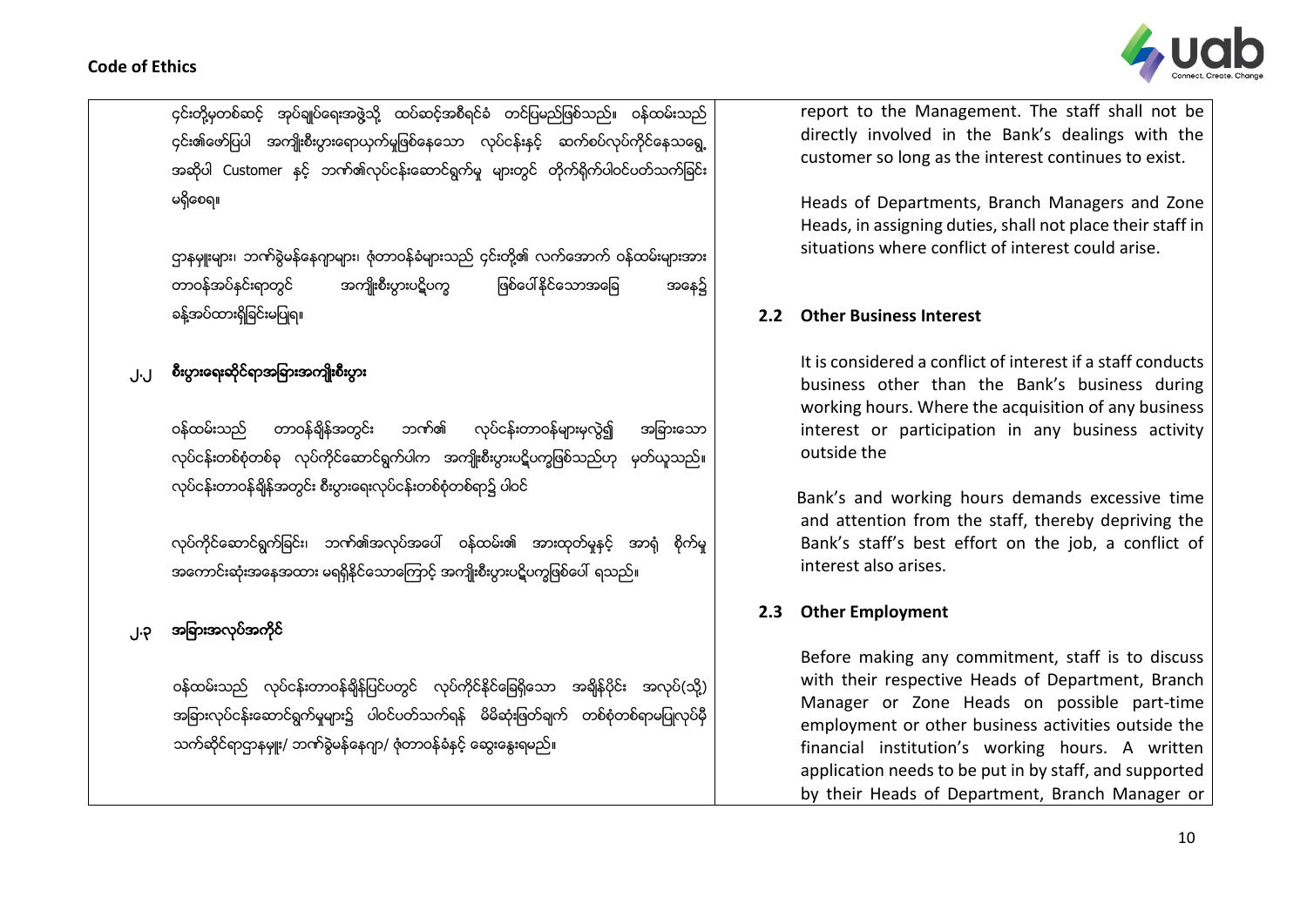၎င်းတို့မှတစ်ဆင့် အုပ်ချုပ်ရေးအဖွဲ့သို့ ထပ်ဆင့်အစီရင်ခံ တင်ပြမည်ဖြစ်သည်။ ဝန်ထမ်းသည် ၎င်း၏ဖော်ပြပါ အကျိုးစီးပွားရေးယှက်မှုဖြစ်နေသော လုပ်ငန်းနှင့် ဆက်စပ်လုပ်ကိုင်နေသရွေ့ အဆိုပါ Customer နှင့် ဘဏ်၏လုပ်ငန်းဆောင်ရွက်မှု များတွင် တိုက်ရိုက်ပါဝင်ပတ်သက်ခြင်း မရှိစေရ။

ဌာနမှူးများ၊ ဘဏ်ခွဲမန်နေဂျာများ၊ ဇုံတာဝန်ခံများသည် ၎င်းတို့၏ လက်အောက် ဝန်ထမ်းများအား တာဝန်အပ်နှင်းရာတွင် အကျိုးစီးပွားပဋိပက္ခ ဖြစ်ပေါ်နိုင်သောအခြေ အနေ၌ ခန့်အပ်ထားရှိခြင်းမပြုရ။

## ၂.၂ စီးပွားရေးဆိုင်ရာအခြားအကျိုးစီးပွား

ဝန်ထမ်းသည် တာဝန်ချိန်အတွင်း ဘဏ်၏ လုပ်ငန်းတာဝန်များမှလွဲ၍ အခြားသော လုပ်ငန်းတစ်စုံတစ်ခု လုပ်ကိုင်ဆောင်ရွက်ပါက အကျိုးစီးပွားပဋိပက္ခဖြစ်သည်ဟု မှတ်ယူသည်။ လုပ်ငန်းတာဝန်ချိန်အတွင်း စီးပွားရေးလုပ်ငန်းတစ်စုံတစ်ရာ၌ ပါဝင်

လုပ်ကိုင်ဆောင်ရွက်ခြင်း၊ ဘဏ်၏အလုပ်အပေါ် ဝန်ထမ်း၏ အားထုတ်မှုနှင့် အာရုံ စိုက်မှု အကောင်းဆုံးအနေအထား မရရှိနိုင်သောကြောင့် အကျိုးစီးပွားပဋိပက္ခဖြစ်ပေါ် ရသည်။

## ၂.၃ အခြားအလုပ်အကိုင်

ဝန်ထမ်းသည် လုပ်ငန်းတာဝန်ချိန်ပြင်ပတွင် လုပ်ကိုင်နိုင်ခြေရှိသော အချိန်ပိုင်း အလုပ်(သို့) အခြားလုပ်ငန်းဆောင်ရွက်မှုများ၌ ပါဝင်ပတ်သက်ရန် မိမိဆုံးဖြတ်ချက် တစ်စုံတစ်ရာမပြုလုပ်မီ သက်ဆိုင်ရာဌာနမှူး/ ဘဏ်ခွဲမန်နေဂျာ/ ဇုံတာဝန်ခံနှင့် ဆွေးနွေးရမည်။

report to the Management. The staff shall not be directly involved in the Bank's dealings with the customer so long as the interest continues to exist.

Heads of Departments, Branch Managers and Zone Heads, in assigning duties, shall not place their staff in situations where conflict of interest could arise.

## 2.2 Other Business Interest

It is considered a conflict of interest if a staff conducts business other than the Bank's business during working hours. Where the acquisition of any business interest or participation in any business activity outside the

Bank's and working hours demands excessive time and attention from the staff, thereby depriving the Bank's staff's best effort on the job, a conflict of interest also arises.

## 2.3 Other Employment

Before making any commitment, staff is to discuss with their respective Heads of Department, Branch Manager or Zone Heads on possible part-time employment or other business activities outside the financial institution's working hours. A written application needs to be put in by staff, and supported by their Heads of Department, Branch Manager or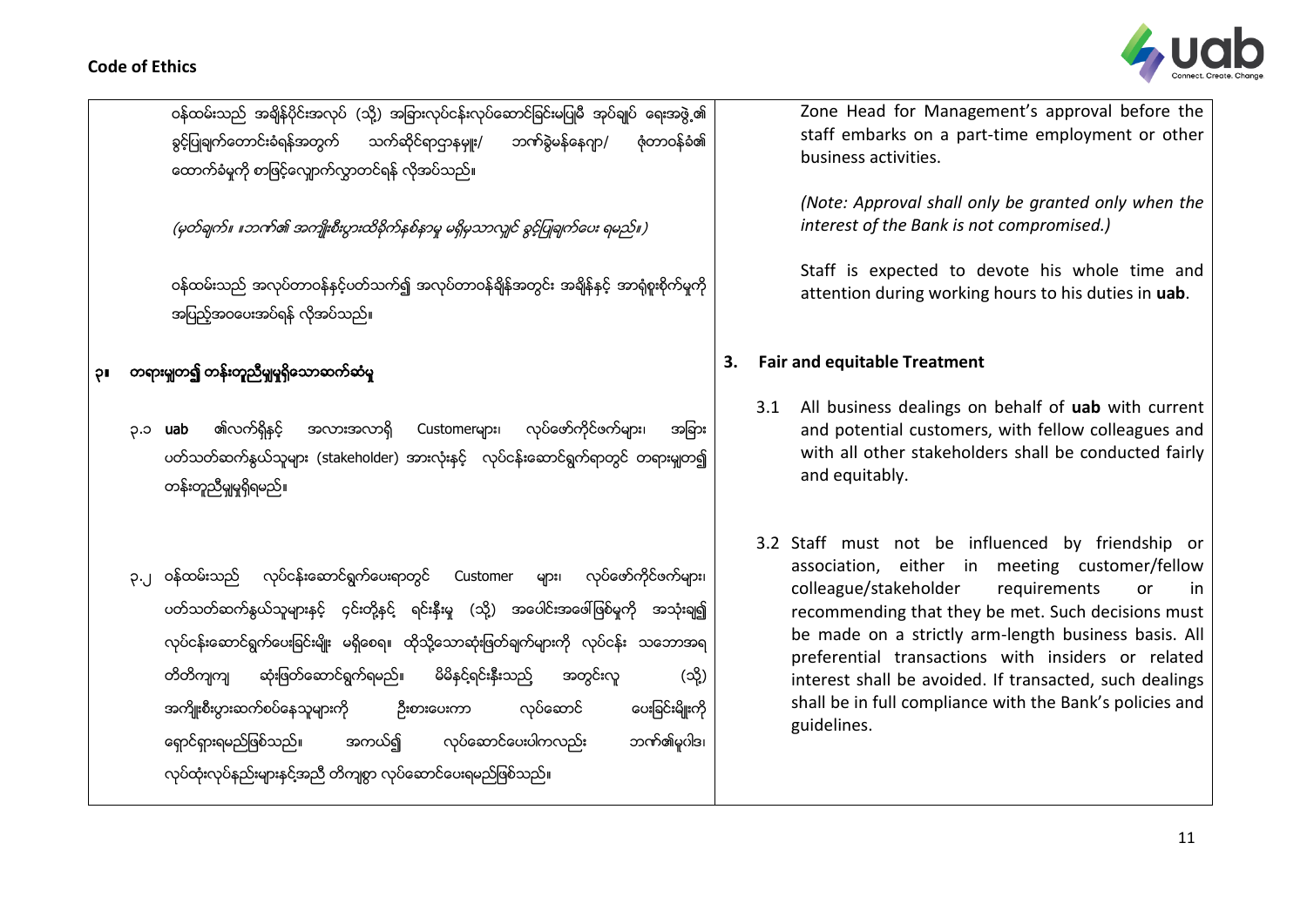ဝန်ထမ်းသည် အချိန်ပိုင်းအလုပ် (သို့) အခြားလုပ်ငန်းလုပ်ဆောင်ခြင်းမပြုမီ အုပ်ချုပ် ရေးအဖွဲ့၏ ခွင့်ပြုချက်တောင်းခံရန်အတွက် သက်ဆိုင်ရာဌာနမှူး/ ဘဏ်ခွဲမန်နေဂျာ/ ဇုံတာဝန်ခံ၏ ထောက်ခံမှုကို စာဖြင့်လျှောက်လွှာတင်ရန် လိုအပ်သည်။

*(မှတ်ချက်။ ။ဘဏ်၏ အကျိုးစီးပွားထိခိုက်နစ်နာမှု မရှိမှသာလျှင် ခွင့်ပြုချက်ပေး ရမည်။)*

ဝန်ထမ်းသည် အလုပ်တာဝန်နှင့်ပတ်သက်၍ အလုပ်တာဝန်ချိန်အတွင်း အချိန်နှင့် အာရုံစူးစိုက်မှုကို အပြည့်အဝပေးအပ်ရန် လိုအပ်သည်။

## ၃။ တရားမျှတ၍ တန်းတူညီမျှမှုရှိသောဆက်ဆံမှု

၃.၁ **uab** ၏လက်ရှိနှင့် အလားအလာရှိ Customerများ၊ လုပ်ဖော်ကိုင်ဖက်များ၊ အခြား ပတ်သတ်ဆက်နွှယ်သူများ (stakeholder) အားလုံးနှင့် လုပ်ငန်းဆောင်ရွက်ရာတွင် တရားမျှတ၍ တန်းတူညီမျှမှုရှိရမည်။

၃.၂ ဝန်ထမ်းသည် လုပ်ငန်းဆောင်ရွက်ပေးရာတွင် Customer များ၊ လုပ်ဖော်ကိုင်ဖက်များ၊ ပတ်သတ်ဆက်နွှယ်သူများနှင့် ၄င်းတို့နှင့် ရင်းနှီးမှု (သို့) အပေါင်းအဖော်ဖြစ်မှုကို အသုံးချ၍ လုပ်ငန်းဆောင်ရွက်ပေးခြင်းမျိုး မရှိစေရ။ ထိုသို့သောဆုံးဖြတ်ချက်များကို လုပ်ငန်း သဘောအရ တိတိကျကျ ဆုံးဖြတ်ဆောင်ရွက်ရမည်။ မိမိနှင့်ရင်းနှီးသည့် အတွင်းလူ (သို့) အကျိုးစီးပွားဆက်စပ်နေသူများကို ဦးစားပေးကာ လုပ်ဆောင် ပေးခြင်းမျိုးကို ရှောင်ရှားရမည်ဖြစ်သည်။ အကယ်၍ လုပ်ဆောင်ပေးပါကလည်း ဘဏ်၏မူဝါဒ၊ လုပ်ထုံးလုပ်နည်းများနှင့်အညီ တိကျစွာ လုပ်ဆောင်ပေးရမည်ဖြစ်သည်။

Zone Head for Management's approval before the staff embarks on a part-time employment or other business activities.

*(Note: Approval shall only be granted only when the interest of the Bank is not compromised.)*

Staff is expected to devote his whole time and attention during working hours to his duties in **uab**.

## 3. Fair and equitable Treatment

3.1 All business dealings on behalf of **uab** with current and potential customers, with fellow colleagues and with all other stakeholders shall be conducted fairly and equitably.

3.2 Staff must not be influenced by friendship or association, either in meeting customer/fellow colleague/stakeholder requirements or in recommending that they be met. Such decisions must be made on a strictly arm-length business basis. All preferential transactions with insiders or related interest shall be avoided. If transacted, such dealings shall be in full compliance with the Bank's policies and guidelines.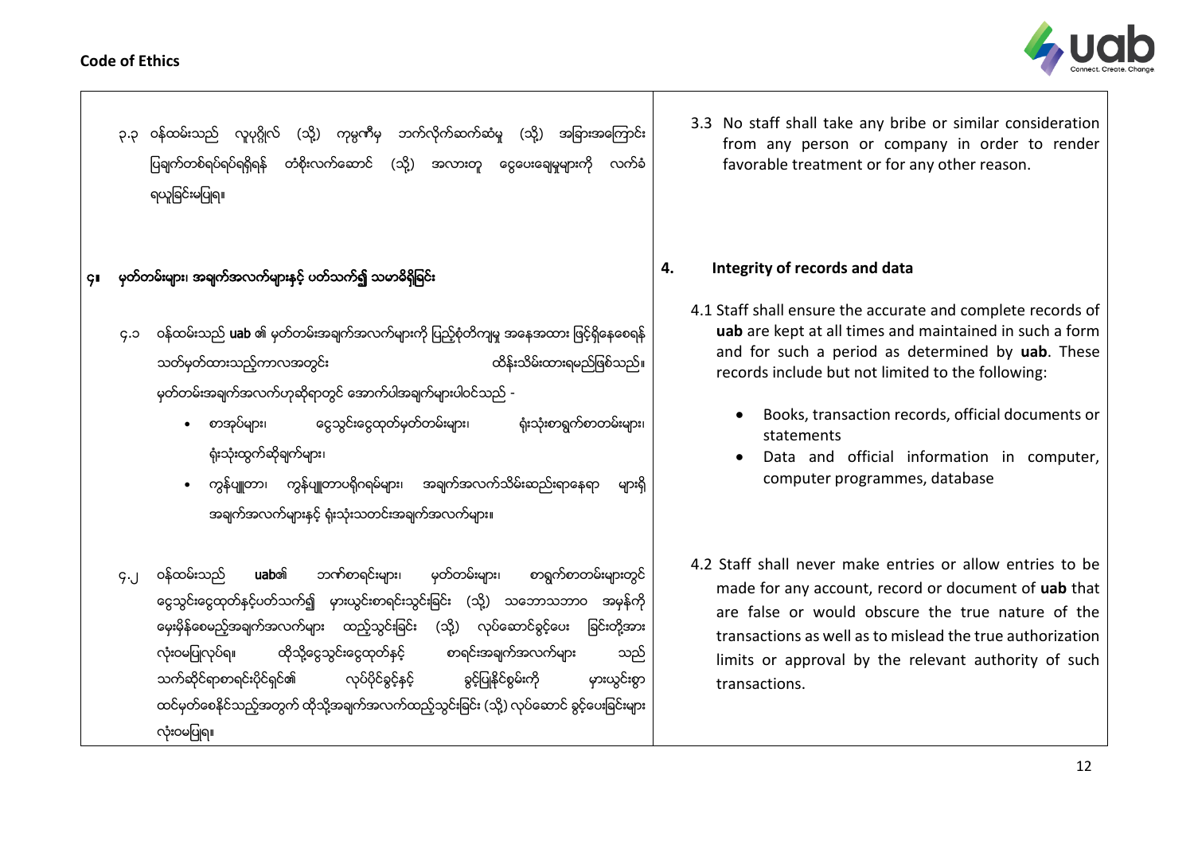၃.၃ ဝန်ထမ်းသည် လူပုဂ္ဂိုလ် (သို့) ကုမ္ပဏီမှ ဘက်လိုက်ဆက်ဆံမှု (သို့) အခြားအကြောင်းပြချက်တစ်ရပ်ရပ်ရရှိရန် တံစိုးလက်ဆောင် (သို့) အလားတူ ငွေပေးချေမှုများကို လက်ခံရယူခြင်းမပြုရ။

3.3 No staff shall take any bribe or similar consideration from any person or company in order to render favorable treatment or for any other reason.

## ၄။ မှတ်တမ်းများ၊ အချက်အလက်များနှင့် ပတ်သက်၍ သမာဓိရှိခြင်း

## 4. Integrity of records and data

၄.၁ ဝန်ထမ်းသည် **uab** ၏ မှတ်တမ်းအချက်အလက်များကို ပြည့်စုံတိကျမှု အနေအထား ဖြင့်ရှိနေစေရန် သတ်မှတ်ထားသည့်ကာလအတွင်း ထိန်းသိမ်းထားရမည်ဖြစ်သည်။ မှတ်တမ်းအချက်အလက်ဟုဆိုရာတွင် အောက်ပါအချက်များပါဝင်သည် -

- စာအုပ်များ၊ ငွေသွင်းငွေထုတ်မှတ်တမ်းများ၊ ရုံးသုံးစာရွက်စာတမ်းများ၊ ရုံးသုံးထွက်ဆိုချက်များ၊
- ကွန်ပျူတာ၊ ကွန်ပျူတာပရိုဂရမ်များ၊ အချက်အလက်သိမ်းဆည်းရာနေရာ များရှိ အချက်အလက်များနှင့် ရုံးသုံးသတင်းအချက်အလက်များ။

4.1 Staff shall ensure the accurate and complete records of **uab** are kept at all times and maintained in such a form and for such a period as determined by **uab**. These records include but not limited to the following:

- Books, transaction records, official documents or statements
- Data and official information in computer, computer programmes, database

၄.၂ ဝန်ထမ်းသည် **uab**၏ ဘဏ်စာရင်းများ၊ မှတ်တမ်းများ၊ စာရွက်စာတမ်းများတွင် ငွေသွင်းငွေထုတ်နှင့်ပတ်သက်၍ မှားယွင်းစာရင်းသွင်းခြင်း (သို့) သဘောသဘာဝ အမှန်ကို မှေးမှိန်စေမည့်အချက်အလက်များ ထည့်သွင်းခြင်း (သို့) လုပ်ဆောင်ခွင့်ပေး ခြင်းတို့အား လုံးဝမပြုလုပ်ရ။ ထိုသို့ငွေသွင်းငွေထုတ်နှင့် စာရင်းအချက်အလက်များ သည် သက်ဆိုင်ရာစာရင်းပိုင်ရှင်၏ လုပ်ပိုင်ခွင့်နှင့် ခွင့်ပြုနိုင်စွမ်းကို မှားယွင်းစွာ ထင်မှတ်စေနိုင်သည့်အတွက် ထိုသို့အချက်အလက်ထည့်သွင်းခြင်း (သို့) လုပ်ဆောင် ခွင့်ပေးခြင်းများ လုံးဝမပြုရ။

4.2 Staff shall never make entries or allow entries to be made for any account, record or document of **uab** that are false or would obscure the true nature of the transactions as well as to mislead the true authorization limits or approval by the relevant authority of such transactions.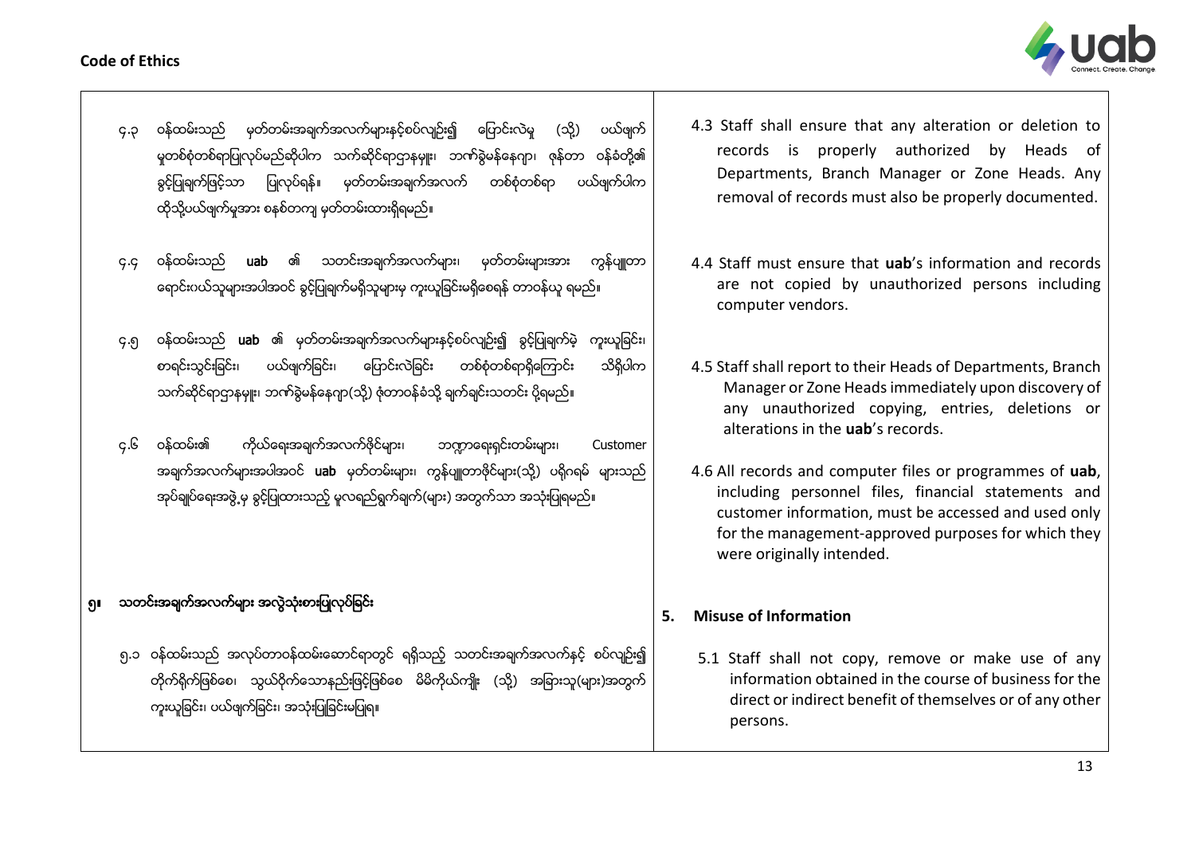၄.၃ ဝန်ထမ်းသည် မှတ်တမ်းအချက်အလက်များနှင့်စပ်လျဥ်း၍ ပြောင်းလဲမှု (သို့) ပယ်ဖျက်မှုတစ်စုံတစ်ရာပြုလုပ်မည်ဆိုပါက သက်ဆိုင်ရာဌာနမှူး၊ ဘဏ်ခွဲမန်နေဂျာ၊ ဇုန်တာ ဝန်ခံတို့၏ ခွင့်ပြုချက်ဖြင့်သာ ပြုလုပ်ရန်။ မှတ်တမ်းအချက်အလက် တစ်စုံတစ်ရာ ပယ်ဖျက်ပါက ထိုသို့ပယ်ဖျက်မှုအား စနစ်တကျ မှတ်တမ်းထားရှိရမည်။

၄.၄ ဝန်ထမ်းသည် **uab** ၏ သတင်းအချက်အလက်များ၊ မှတ်တမ်းများအား ကွန်ပျူတာ ရောင်းဝယ်သူများအပါအဝင် ခွင့်ပြုချက်မရှိသူများမှ ကူးယူခြင်းမရှိစေရန် တာဝန်ယူ ရမည်။

၄.၅ ဝန်ထမ်းသည် **uab** ၏ မှတ်တမ်းအချက်အလက်များနှင့်စပ်လျဥ်း၍ ခွင့်ပြုချက်မဲ့ ကူးယူခြင်း၊ စာရင်းသွင်းခြင်း၊ ပယ်ဖျက်ခြင်း၊ ပြောင်းလဲခြင်း တစ်စုံတစ်ရာရှိကြောင်း သိရှိပါက သက်ဆိုင်ရာဌာနမှူး၊ ဘဏ်ခွဲမန်နေဂျာ(သို့) ဇုံတာဝန်ခံသို့ ချက်ချင်းသတင်း ပို့ရမည်။

၄.၆ ဝန်ထမ်း၏ ကိုယ်ရေးအချက်အလက်ဖိုင်များ၊ ဘဏ္ဍာရေးရှင်းတမ်းများ၊ Customer အချက်အလက်များအပါအဝင် **uab** မှတ်တမ်းများ၊ ကွန်ပျူတာဖိုင်များ(သို့) ပရိုဂရမ် များသည် အုပ်ချုပ်ရေးအဖွဲ့မှ ခွင့်ပြုထားသည့် မူလရည်ရွယ်ချက်(များ) အတွက်သာ အသုံးပြုရမည်။

## ၅။ သတင်းအချက်အလက်များ အလွဲသုံးစားပြုလုပ်ခြင်း

၅.၁ ဝန်ထမ်းသည် အလုပ်တာဝန်ထမ်းဆောင်ရာတွင် ရရှိသည့် သတင်းအချက်အလက်နှင့် စပ်လျဥ်း၍ တိုက်ရိုက်ဖြစ်စေ၊ သွယ်ဝိုက်သောနည်းဖြင့်ဖြစ်စေ မိမိကိုယ်ကျိုး (သို့) အခြားသူ(များ)အတွက် ကူးယူခြင်း၊ ပယ်ဖျက်ခြင်း၊ အသုံးပြုခြင်းမပြုရ။

4.3 Staff shall ensure that any alteration or deletion to records is properly authorized by Heads of Departments, Branch Manager or Zone Heads. Any removal of records must also be properly documented.

4.4 Staff must ensure that **uab**'s information and records are not copied by unauthorized persons including computer vendors.

4.5 Staff shall report to their Heads of Departments, Branch Manager or Zone Heads immediately upon discovery of any unauthorized copying, entries, deletions or alterations in the **uab**'s records.

4.6 All records and computer files or programmes of **uab**, including personnel files, financial statements and customer information, must be accessed and used only for the management-approved purposes for which they were originally intended.

## 5. Misuse of Information

5.1 Staff shall not copy, remove or make use of any information obtained in the course of business for the direct or indirect benefit of themselves or of any other persons.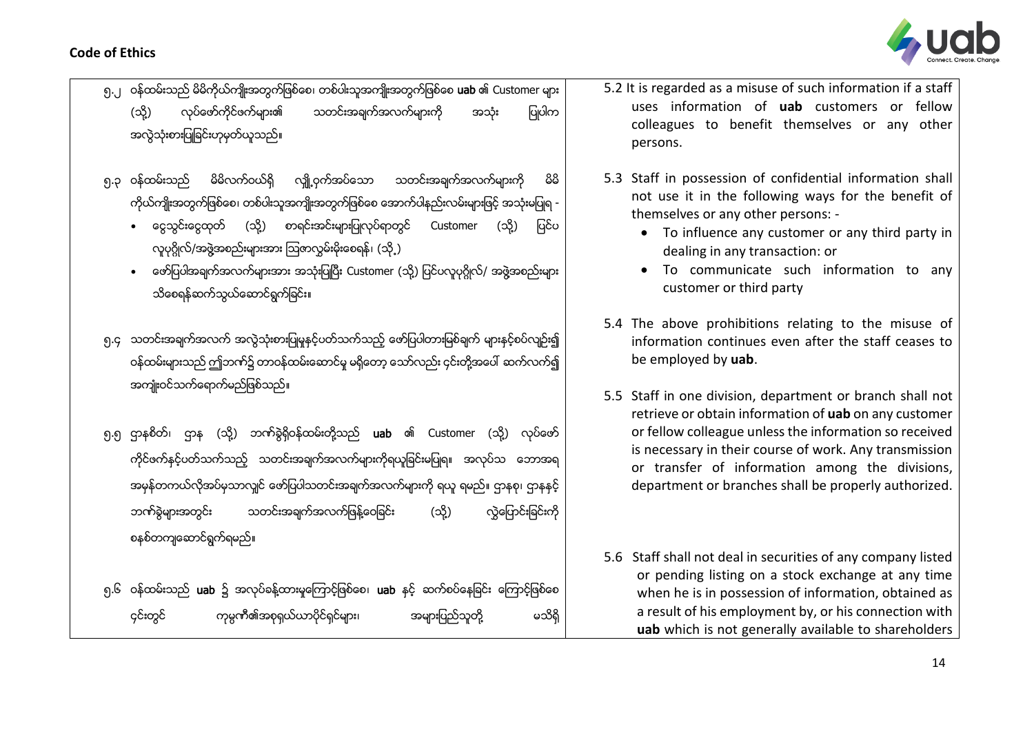၅.၂ ဝန်ထမ်းသည် မိမိကိုယ်ကျိုးအတွက်ဖြစ်စေ၊ တစ်ပါးသူအကျိုးအတွက်ဖြစ်စေ **uab** ၏ Customer များ (သို့) လုပ်ဖော်ကိုင်ဖက်များ၏ သတင်းအချက်အလက်များကို အသုံး ပြုပါက အလွဲသုံးစားပြုခြင်းဟုမှတ်ယူသည်။

၅.၃ ဝန်ထမ်းသည် မိမိလက်ဝယ်ရှိ လျှို့ဝှက်အပ်သော သတင်းအချက်အလက်များကို မိမိကိုယ်ကျိုးအတွက်ဖြစ်စေ၊ တစ်ပါးသူအကျိုးအတွက်ဖြစ်စေ အောက်ပါနည်းလမ်းများဖြင့် အသုံးမပြုရ -

- ငွေသွင်းငွေထုတ် (သို့) စာရင်းအင်းများပြုလုပ်ရာတွင် Customer (သို့) ပြင်ပ လူပုဂ္ဂိုလ်/အဖွဲ့အစည်းများအား ဩဇာလွှမ်းမိုးစေရန်၊ (သို့)
- ဖော်ပြပါအချက်အလက်များအား အသုံးပြုပြီး Customer (သို့) ပြင်ပလူပုဂ္ဂိုလ်/ အဖွဲ့အစည်းများ သိစေရန်ဆက်သွယ်ဆောင်ရွက်ခြင်း။

၅.၄ သတင်းအချက်အလက် အလွဲသုံးစားပြုမှုနှင့်ပတ်သက်သည့် ဖော်ပြပါတားမြစ်ချက် များနှင့်စပ်လျဉ်း၍ ဝန်ထမ်းများသည် ဤဘဏ်၌ တာဝန်ထမ်းဆောင်မှု မရှိတော့ သော်လည်း ၎င်းတို့အပေါ် ဆက်လက်၍ အကျိုးဝင်သက်ရောက်မည်ဖြစ်သည်။

၅.၅ ဌာနစိတ်၊ ဌာန (သို့) ဘဏ်ခွဲရှိဝန်ထမ်းတို့သည် **uab** ၏ Customer (သို့) လုပ်ဖော် ကိုင်ဖက်နှင့်ပတ်သက်သည့် သတင်းအချက်အလက်များကိုရယူခြင်းမပြုရ။ အလုပ်သ ဘောအရ အမှန်တကယ်လိုအပ်မှသာလျှင် ဖော်ပြပါသတင်းအချက်အလက်များကို ရယူ ရမည်။ ဌာနစု၊ ဌာနနှင့် ဘဏ်ခွဲများအတွင်း သတင်းအချက်အလက်ဖြန့်ဝေခြင်း (သို့) လွှဲပြောင်းခြင်းကို စနစ်တကျဆောင်ရွက်ရမည်။

၅.၆ ဝန်ထမ်းသည် **uab** ၌ အလုပ်ခန့်ထားမှုကြောင့်ဖြစ်စေ၊ **uab** နှင့် ဆက်စပ်နေခြင်း ကြောင့်ဖြစ်စေ ၎င်းတွင် ကုမ္ပဏီ၏အစုရှယ်ယာပိုင်ရှင်များ၊ အများပြည်သူတို့ မသိရှိ

5.2 It is regarded as a misuse of such information if a staff uses information of **uab** customers or fellow colleagues to benefit themselves or any other persons.

5.3 Staff in possession of confidential information shall not use it in the following ways for the benefit of themselves or any other persons: -

- To influence any customer or any third party in dealing in any transaction: or
- To communicate such information to any customer or third party

5.4 The above prohibitions relating to the misuse of information continues even after the staff ceases to be employed by **uab**.

5.5 Staff in one division, department or branch shall not retrieve or obtain information of **uab** on any customer or fellow colleague unless the information so received is necessary in their course of work. Any transmission or transfer of information among the divisions, department or branches shall be properly authorized.

5.6 Staff shall not deal in securities of any company listed or pending listing on a stock exchange at any time when he is in possession of information, obtained as a result of his employment by, or his connection with **uab** which is not generally available to shareholders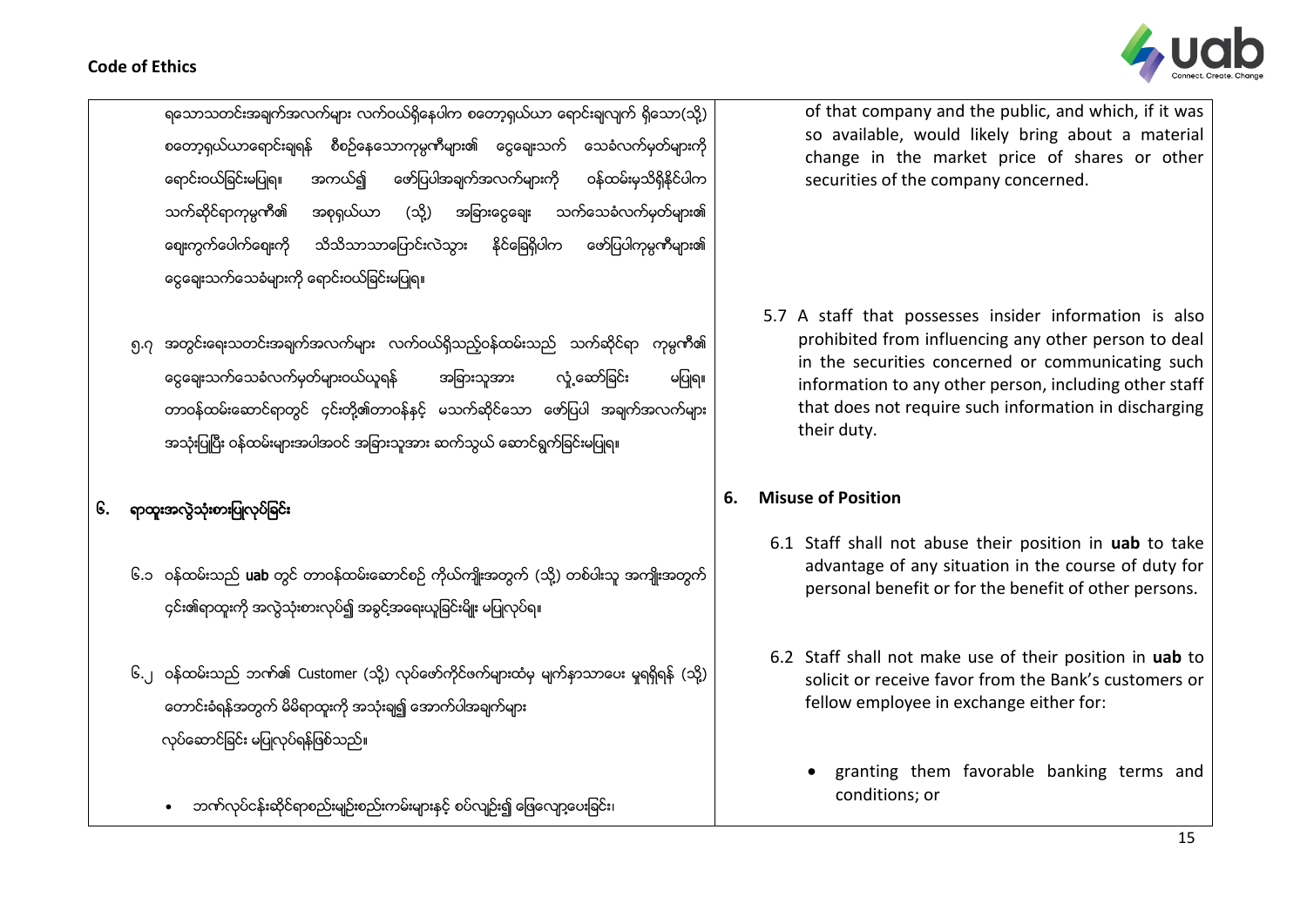ရသောသတင်းအချက်အလက်များ လက်ဝယ်ရှိနေပါက စတော့ရှယ်ယာ ရောင်းချလျက် ရှိသော(သို့) စတော့ရှယ်ယာရောင်းချရန် စီစဉ်နေသောကုမ္ပဏီများ၏ ငွေချေးသက် သေခံလက်မှတ်များကို ရောင်းဝယ်ခြင်းမပြုရ။ အကယ်၍ ဖော်ပြပါအချက်အလက်များကို ဝန်ထမ်းမှသိရှိနိုင်ပါက သက်ဆိုင်ရာကုမ္ပဏီ၏ အစုရှယ်ယာ (သို့) အခြားငွေချေး သက်သေခံလက်မှတ်များ၏ ဈေးကွက်ပေါက်ဈေးကို သိသိသာသာပြောင်းလဲသွား နိုင်ခြေရှိပါက ဖော်ပြပါကုမ္ပဏီများ၏ ငွေချေးသက်သေခံများကို ရောင်းဝယ်ခြင်းမပြုရ။

of that company and the public, and which, if it was so available, would likely bring about a material change in the market price of shares or other securities of the company concerned.

၅.၇ အတွင်းရေးသတင်းအချက်အလက်များ လက်ဝယ်ရှိသည့်ဝန်ထမ်းသည် သက်ဆိုင်ရာ ကုမ္ပဏီ၏ ငွေချေးသက်သေခံလက်မှတ်များဝယ်ယူရန် အခြားသူအား လှုံ့ဆော်ခြင်း မပြုရ။ တာဝန်ထမ်းဆောင်ရာတွင် ၄င်းတို့၏တာဝန်နှင့် မသက်ဆိုင်သော ဖော်ပြပါ အချက်အလက်များ အသုံးပြုပြီး ဝန်ထမ်းများအပါအဝင် အခြားသူအား ဆက်သွယ် ဆောင်ရွက်ခြင်းမပြုရ။

5.7 A staff that possesses insider information is also prohibited from influencing any other person to deal in the securities concerned or communicating such information to any other person, including other staff that does not require such information in discharging their duty.

## ၆. ရာထူးအလွဲသုံးစားပြုလုပ်ခြင်း

## 6. Misuse of Position

၆.၁ ဝန်ထမ်းသည် **uab** တွင် တာဝန်ထမ်းဆောင်စဉ် ကိုယ်ကျိုးအတွက် (သို့) တစ်ပါးသူ အကျိုးအတွက် ၄င်း၏ရာထူးကို အလွဲသုံးစားလုပ်၍ အခွင့်အရေးယူခြင်းမျိုး မပြုလုပ်ရ။

6.1 Staff shall not abuse their position in **uab** to take advantage of any situation in the course of duty for personal benefit or for the benefit of other persons.

၆.၂ ဝန်ထမ်းသည် ဘဏ်၏ Customer (သို့) လုပ်ဖော်ကိုင်ဖက်များထံမှ မျက်နှာသာပေး မှုရရှိရန် (သို့) တောင်းခံရန်အတွက် မိမိရာထူးကို အသုံးချ၍ အောက်ပါအချက်များ လုပ်ဆောင်ခြင်း မပြုလုပ်ရန်ဖြစ်သည်။

- ဘဏ်လုပ်ငန်းဆိုင်ရာစည်းမျဉ်းစည်းကမ်းများနှင့် စပ်လျဉ်း၍ ဖြေလျော့ပေးခြင်း၊

6.2 Staff shall not make use of their position in **uab** to solicit or receive favor from the Bank's customers or fellow employee in exchange either for:

- granting them favorable banking terms and conditions; or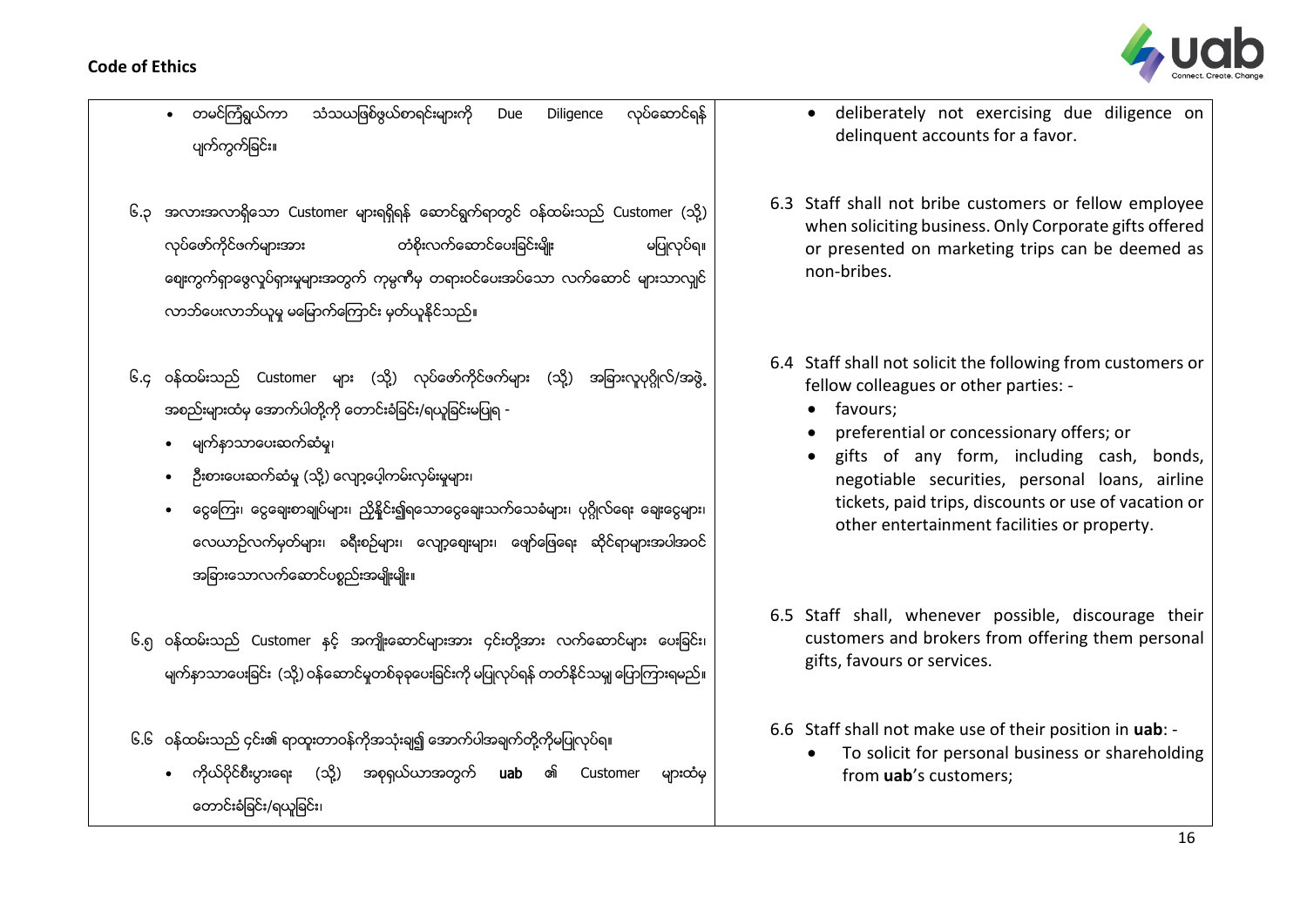- တမင်ကြံရွယ်ကာ သံသယဖြစ်ဖွယ်စာရင်းများကို Due Diligence လုပ်ဆောင်ရန် ပျက်ကွက်ခြင်း။

၆.၃ အလားအလာရှိသော Customer များရရှိရန် ဆောင်ရွက်ရာတွင် ဝန်ထမ်းသည် Customer (သို့) လုပ်ဖော်ကိုင်ဖက်များအား တံစိုးလက်ဆောင်ပေးခြင်းမျိုး မပြုလုပ်ရ။ ဈေးကွက်ရှာဖွေလုပ်ရှားမှုများအတွက် ကုမ္ပဏီမှ တရားဝင်ပေးအပ်သော လက်ဆောင် များသာလျှင် လာဘ်ပေးလာဘ်ယူမှု မမြောက်ကြောင်း မှတ်ယူနိုင်သည်။

၆.၄ ဝန်ထမ်းသည် Customer များ (သို့) လုပ်ဖော်ကိုင်ဖက်များ (သို့) အခြားလူပုဂ္ဂိုလ်/အဖွဲ့ အစည်းများထံမှ အောက်ပါတို့ကို တောင်းခံခြင်း/ရယူခြင်းမပြုရ -

- မျက်နှာသာပေးဆက်ဆံမှု၊
- ဦးစားပေးဆက်ဆံမှု (သို့) လျှော့ပေါ့ကမ်းလှမ်းမှုများ၊
- ငွေကြေး၊ ငွေချေးစာချုပ်များ၊ ညှိနိုင်း၍ရသောငွေချေးသက်သေခံများ၊ ပုဂ္ဂိုလ်ရေး ချေးငွေများ၊ လေယာဉ်လက်မှတ်များ၊ ခရီးစဉ်များ၊ လျှော့ဈေးများ၊ ဖျော်ဖြေရေး ဆိုင်ရာများအပါအဝင် အခြားသောလက်ဆောင်ပစ္စည်းအမျိုးမျိုး။

၆.၅ ဝန်ထမ်းသည် Customer နှင့် အကျိုးဆောင်များအား ၄င်းတို့အား လက်ဆောင်များ ပေးခြင်း၊ မျက်နှာသာပေးခြင်း (သို့) ဝန်ဆောင်မှုတစ်ခုခုပေးခြင်းကို မပြုလုပ်ရန် တတ်နိုင်သမျှ ပြောကြားရမည်။

၆.၆ ဝန်ထမ်းသည် ၄င်း၏ ရာထူးတာဝန်ကိုအသုံးချ၍ အောက်ပါအချက်တို့ကိုမပြုလုပ်ရ။

- ကိုယ်ပိုင်စီးပွားရေး (သို့) အစုရှယ်ယာအတွက် **uab** ၏ Customer များထံမှ တောင်းခံခြင်း/ရယူခြင်း၊

---

- deliberately not exercising due diligence on delinquent accounts for a favor.

6.3 Staff shall not bribe customers or fellow employee when soliciting business. Only Corporate gifts offered or presented on marketing trips can be deemed as non-bribes.

6.4 Staff shall not solicit the following from customers or fellow colleagues or other parties: -

- favours;
- preferential or concessionary offers; or
- gifts of any form, including cash, bonds, negotiable securities, personal loans, airline tickets, paid trips, discounts or use of vacation or other entertainment facilities or property.

6.5 Staff shall, whenever possible, discourage their customers and brokers from offering them personal gifts, favours or services.

6.6 Staff shall not make use of their position in **uab**: -

- To solicit for personal business or shareholding from **uab**'s customers;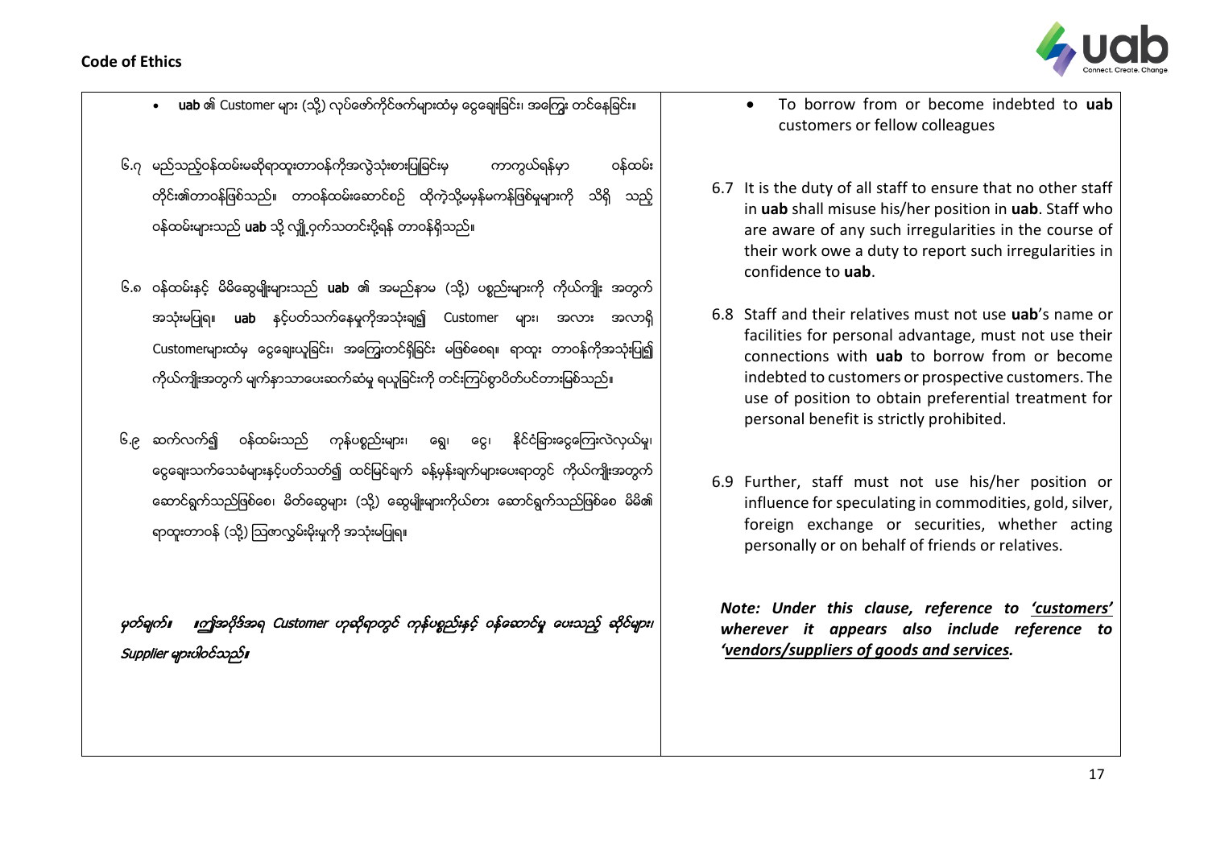- **uab** ၏ Customer များ (သို့) လုပ်ဖော်ကိုင်ဖက်များထံမှ ငွေချေးခြင်း၊ အကြွေး တင်နေခြင်း။

၆.၇ မည်သည့်ဝန်ထမ်းမဆိုရာထူးတာဝန်ကိုအလွဲသုံးစားပြုခြင်းမှ ကာကွယ်ရန်မှာ ဝန်ထမ်းတိုင်း၏တာဝန်ဖြစ်သည်။ တာဝန်ထမ်းဆောင်စဉ် ထိုကဲ့သို့မမှန်မကန်ဖြစ်မှုများကို သိရှိ သည့်ဝန်ထမ်းများသည် **uab** သို့ လျှို့ဝှက်သတင်းပို့ရန် တာဝန်ရှိသည်။

၆.၈ ဝန်ထမ်းနှင့် မိမိဆွေမျိုးများသည် **uab** ၏ အမည်နာမ (သို့) ပစ္စည်းများကို ကိုယ်ကျိုး အတွက်အသုံးမပြုရ။ **uab** နှင့်ပတ်သက်နေမှုကိုအသုံးချ၍ Customer များ၊ အလား အလာရှိ Customerများထံမှ ငွေချေးယူခြင်း၊ အကြွေးတင်ရှိခြင်း မဖြစ်စေရ။ ရာထူး တာဝန်ကိုအသုံးပြု၍ ကိုယ်ကျိုးအတွက် မျက်နှာသာပေးဆက်ဆံမှု ရယူခြင်းကို တင်းကြပ်စွာပိတ်ပင်တားမြစ်သည်။

၆.၉ ဆက်လက်၍ ဝန်ထမ်းသည် ကုန်ပစ္စည်းများ၊ ရွှေ၊ ငွေ၊ နိုင်ငံခြားငွေကြေးလဲလှယ်မှု၊ ငွေချေးသက်သေခံများနှင့်ပတ်သတ်၍ ထင်မြင်ချက် ခန့်မှန်းချက်များပေးရာတွင် ကိုယ်ကျိုးအတွက် ဆောင်ရွက်သည်ဖြစ်စေ၊ မိတ်ဆွေများ (သို့) ဆွေမျိုးများကိုယ်စား ဆောင်ရွက်သည်ဖြစ်စေ မိမိ၏ရာထူးတာဝန် (သို့) ဩဇာလွှမ်းမိုးမှုကို အသုံးမပြုရ။

*မှတ်ချက်။ ။ဤအပိုဒ်အရ Customer ဟုဆိုရာတွင် ကုန်ပစ္စည်းနှင့် ဝန်ဆောင်မှု ပေးသည့် ဆိုင်များ၊ Supplier များပါဝင်သည်။*

- To borrow from or become indebted to **uab** customers or fellow colleagues

6.7 It is the duty of all staff to ensure that no other staff in **uab** shall misuse his/her position in **uab**. Staff who are aware of any such irregularities in the course of their work owe a duty to report such irregularities in confidence to **uab**.

6.8 Staff and their relatives must not use **uab**'s name or facilities for personal advantage, must not use their connections with **uab** to borrow from or become indebted to customers or prospective customers. The use of position to obtain preferential treatment for personal benefit is strictly prohibited.

6.9 Further, staff must not use his/her position or influence for speculating in commodities, gold, silver, foreign exchange or securities, whether acting personally or on behalf of friends or relatives.

***Note: Under this clause, reference to 'customers' wherever it appears also include reference to 'vendors/suppliers of goods and services.***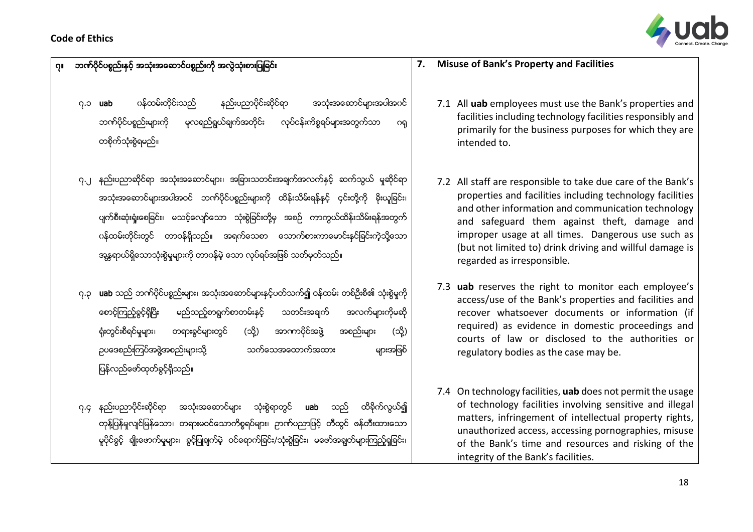## ၇။ ဘဏ်ပိုင်ပစ္စည်းနှင့် အသုံးအဆောင်ပစ္စည်းကို အလွဲသုံးစားပြုခြင်း

၇.၁ **uab** ဝန်ထမ်းတိုင်းသည် နည်းပညာပိုင်းဆိုင်ရာ အသုံးအဆောင်များအပါအဝင် ဘဏ်ပိုင်ပစ္စည်းများကို မူလရည်ရွယ်ချက်အတိုင်း လုပ်ငန်းကိစ္စရပ်များအတွက်သာ ဂရုတစိုက်သုံးစွဲရမည်။

၇.၂ နည်းပညာဆိုင်ရာ အသုံးအဆောင်များ၊ အခြားသတင်းအချက်အလက်နှင့် ဆက်သွယ် မှုဆိုင်ရာ အသုံးအဆောင်များအပါအဝင် ဘဏ်ပိုင်ပစ္စည်းများကို ထိန်းသိမ်းရန်နှင့် ၎င်းတို့ကို ခိုးယူခြင်း၊ ပျက်စီးဆုံးရှုံးစေခြင်း၊ မသင့်လျော်သော သုံးစွဲခြင်းတို့မှ အစဉ် ကာကွယ်ထိန်းသိမ်းရန်အတွက် ဝန်ထမ်းတိုင်းတွင် တာဝန်ရှိသည်။ အရက်သေစာ သောက်စားကာမောင်းနှင်ခြင်းကဲ့သို့သော အန္တရာယ်ရှိသောသုံးစွဲမှုများကို တာဝန်မဲ့ သော လုပ်ရပ်အဖြစ် သတ်မှတ်သည်။

၇.၃ **uab** သည် ဘဏ်ပိုင်ပစ္စည်းများ၊ အသုံးအဆောင်များနှင့်ပတ်သက်၍ ဝန်ထမ်း တစ်ဦးစီ၏ သုံးစွဲမှုကို စောင့်ကြည့်ခွင့်ရှိပြီး မည်သည့်စာရွက်စာတမ်းနှင့် သတင်းအချက် အလက်များကိုမဆို ရုံးတွင်းစီရင်မှုများ၊ တရားခွင်များတွင် (သို့) အာဏာပိုင်အဖွဲ့ အစည်းများ (သို့) ဥပဒေစည်းကြပ်အဖွဲ့အစည်းများသို့ သက်သေအထောက်အထား များအဖြစ် ပြန်လည်ဖော်ထုတ်ခွင့်ရှိသည်။

၇.၄ နည်းပညာပိုင်းဆိုင်ရာ အသုံးအဆောင်များ သုံးစွဲရာတွင် **uab** သည် ထိခိုက်လွယ်၍ တုန့်ပြန်မှုလျင်မြန်သော၊ တရားမဝင်သောကိစ္စရပ်များ၊ ဉာဏ်ပညာဖြင့် တီထွင် ဖန်တီးထားသော မူပိုင်ခွင့် ချိုးဖောက်မှုများ၊ ခွင့်ပြုချက်မဲ့ ဝင်ရောက်ခြင်း/သုံးစွဲခြင်း၊ မဖော်အချွတ်များကြည့်ရှုခြင်း၊

## 7. Misuse of Bank's Property and Facilities

7.1 All **uab** employees must use the Bank's properties and facilities including technology facilities responsibly and primarily for the business purposes for which they are intended to.

7.2 All staff are responsible to take due care of the Bank's properties and facilities including technology facilities and other information and communication technology and safeguard them against theft, damage and improper usage at all times. Dangerous use such as (but not limited to) drink driving and willful damage is regarded as irresponsible.

7.3 **uab** reserves the right to monitor each employee's access/use of the Bank's properties and facilities and recover whatsoever documents or information (if required) as evidence in domestic proceedings and courts of law or disclosed to the authorities or regulatory bodies as the case may be.

7.4 On technology facilities, **uab** does not permit the usage of technology facilities involving sensitive and illegal matters, infringement of intellectual property rights, unauthorized access, accessing pornographies, misuse of the Bank's time and resources and risking of the integrity of the Bank's facilities.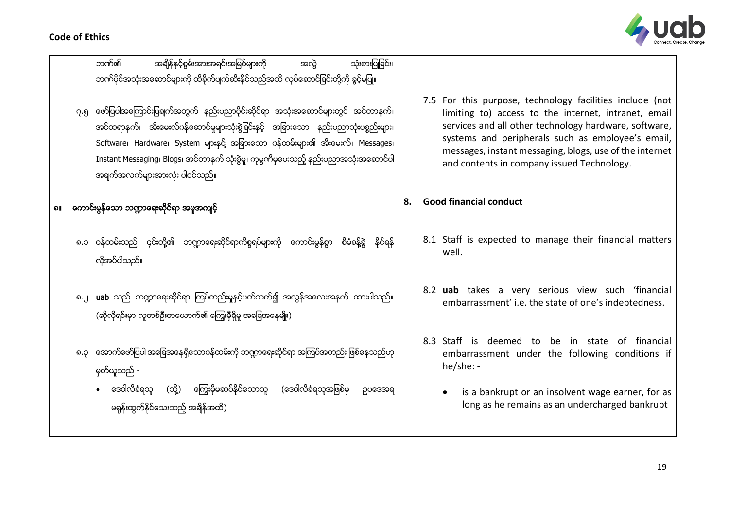ဘဏ်၏ အချိန်နှင့်စွမ်းအားအရင်းအမြစ်များကို အလွဲ သုံးစားပြုခြင်း၊ ဘဏ်ပိုင်အသုံးအဆောင်များကို ထိခိုက်ပျက်ဆီးနိုင်သည်အထိ လုပ်ဆောင်ခြင်းတို့ကို ခွင့်မပြု။

၇.၅ ဖော်ပြပါအကြောင်းပြချက်အတွက် နည်းပညာပိုင်းဆိုင်ရာ အသုံးအဆောင်များတွင် အင်တာနက်၊ အင်ထရာနက်၊ အီးမေးလ်ဝန်ဆောင်မှုများသုံးစွဲခြင်းနှင့် အခြားသော နည်းပညာသုံးပစ္စည်းများ၊ Software၊ Hardware၊ System များနှင့် အခြားသော ဝန်ထမ်းများ၏ အီးမေးလ်၊ Messages၊ Instant Messaging၊ Blogs၊ အင်တာနက် သုံးစွဲမှု၊ ကုမ္ပဏီမှပေးသည့် နည်းပညာအသုံးအဆောင်ပါ အချက်အလက်များအားလုံး ပါဝင်သည်။

7.5 For this purpose, technology facilities include (not limiting to) access to the internet, intranet, email services and all other technology hardware, software, systems and peripherals such as employee's email, messages, instant messaging, blogs, use of the internet and contents in company issued Technology.

## ၈။ ကောင်းမွန်သော ဘဏ္ဍာရေးဆိုင်ရာ အမူအကျင့်

## 8. Good financial conduct

၈.၁ ဝန်ထမ်းသည် ၄င်းတို့၏ ဘဏ္ဍာရေးဆိုင်ရာကိစ္စရပ်များကို ကောင်းမွန်စွာ စီမံခန့်ခွဲ နိုင်ရန် လိုအပ်ပါသည်။

8.1 Staff is expected to manage their financial matters well.

၈.၂ **uab** သည် ဘဏ္ဍာရေးဆိုင်ရာ ကြပ်တည်းမှုနှင့်ပတ်သက်၍ အလွန်အလေးအနက် ထားပါသည်။ (ဆိုလိုရင်းမှာ လူတစ်ဦးတယောက်၏ ကြွေးမြီရှိမှု အခြေအနေမျိုး)

8.2 **uab** takes a very serious view such 'financial embarrassment' i.e. the state of one's indebtedness.

၈.၃ အောက်ဖော်ပြပါ အခြေအနေရှိသောဝန်ထမ်းကို ဘဏ္ဍာရေးဆိုင်ရာ အကြပ်အတည်း ဖြစ်နေသည်ဟု မှတ်ယူသည် -

- ဒေဝါလီခံရသူ (သို့) ကြွေးမြီမဆပ်နိုင်သောသူ (ဒေဝါလီခံရသူအဖြစ်မှ ဥပဒေအရ မရုန်းထွက်နိုင်သေးသည့် အချိန်အထိ)

8.3 Staff is deemed to be in state of financial embarrassment under the following conditions if he/she: -

- is a bankrupt or an insolvent wage earner, for as long as he remains as an undercharged bankrupt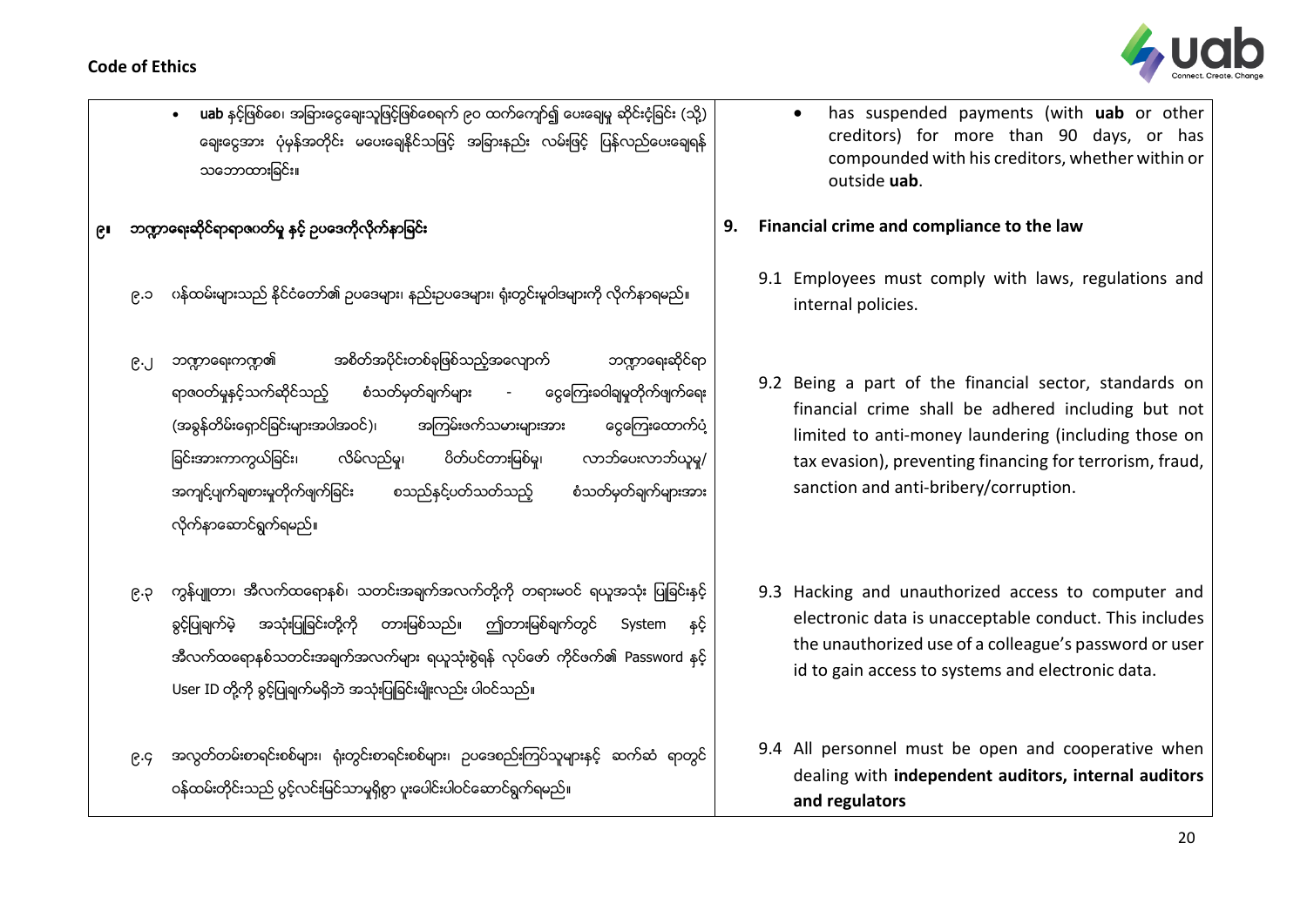- **uab** နှင့်ဖြစ်စေ၊ အခြားငွေချေးသူဖြင့်ဖြစ်စေရက် ၉၀ ထက်ကျော်၍ ပေးချေမှု ဆိုင်းငံ့ခြင်း (သို့) ချေးငွေအား ပုံမှန်အတိုင်း မပေးချေနိုင်သဖြင့် အခြားနည်း လမ်းဖြင့် ပြန်လည်ပေးချေရန် သဘောထားခြင်း။

- has suspended payments (with **uab** or other creditors) for more than 90 days, or has compounded with his creditors, whether within or outside **uab**.

## ၉။ ဘဏ္ဍာရေးဆိုင်ရာရာဇဝတ်မှု နှင့် ဥပဒေကိုလိုက်နာခြင်း

## 9. Financial crime and compliance to the law

၉.၁ ဝန်ထမ်းများသည် နိုင်ငံတော်၏ ဥပဒေများ၊ နည်းဥပဒေများ၊ ရုံးတွင်းမူဝါဒများကို လိုက်နာရမည်။

9.1 Employees must comply with laws, regulations and internal policies.

၉.၂ ဘဏ္ဍာရေးကဏ္ဍ၏ အစိတ်အပိုင်းတစ်ခုဖြစ်သည့်အလျောက် ဘဏ္ဍာရေးဆိုင်ရာ ရာဇဝတ်မှုနှင့်သက်ဆိုင်သည့် စံသတ်မှတ်ချက်များ - ငွေကြေးခဝါချမှုတိုက်ဖျက်ရေး (အခွန်တိမ်းရှောင်ခြင်းများအပါအဝင်)၊ အကြမ်းဖက်သမားများအား ငွေကြေးထောက်ပံ့ခြင်းအားကာကွယ်ခြင်း၊ လိမ်လည်မှု၊ ပိတ်ပင်တားမြစ်မှု၊ လာဘ်ပေးလာဘ်ယူမှု/ အကျင့်ပျက်ချစားမှုတိုက်ဖျက်ခြင်း စသည်နှင့်ပတ်သတ်သည့် စံသတ်မှတ်ချက်များအား လိုက်နာဆောင်ရွက်ရမည်။

9.2 Being a part of the financial sector, standards on financial crime shall be adhered including but not limited to anti-money laundering (including those on tax evasion), preventing financing for terrorism, fraud, sanction and anti-bribery/corruption.

၉.၃ ကွန်ပျူတာ၊ အီလက်ထရောနစ်၊ သတင်းအချက်အလက်တို့ကို တရားမဝင် ရယူအသုံး ပြုခြင်းနှင့် ခွင့်ပြုချက်မဲ့ အသုံးပြုခြင်းတို့ကို တားမြစ်သည်။ ဤတားမြစ်ချက်တွင် System နှင့် အီလက်ထရောနစ်သတင်းအချက်အလက်များ ရယူသုံးစွဲရန် လုပ်ဖော် ကိုင်ဖက်၏ Password နှင့် User ID တို့ကို ခွင့်ပြုချက်မရှိဘဲ အသုံးပြုခြင်းမျိုးလည်း ပါဝင်သည်။

9.3 Hacking and unauthorized access to computer and electronic data is unacceptable conduct. This includes the unauthorized use of a colleague's password or user id to gain access to systems and electronic data.

၉.၄ အလွတ်တမ်းစာရင်းစစ်များ၊ ရုံးတွင်းစာရင်းစစ်များ၊ ဥပဒေစည်းကြပ်သူများနှင့် ဆက်ဆံ ရာတွင် ဝန်ထမ်းတိုင်းသည် ပွင့်လင်းမြင်သာမှုရှိစွာ ပူးပေါင်းပါဝင်ဆောင်ရွက်ရမည်။

9.4 All personnel must be open and cooperative when dealing with **independent auditors, internal auditors and regulators**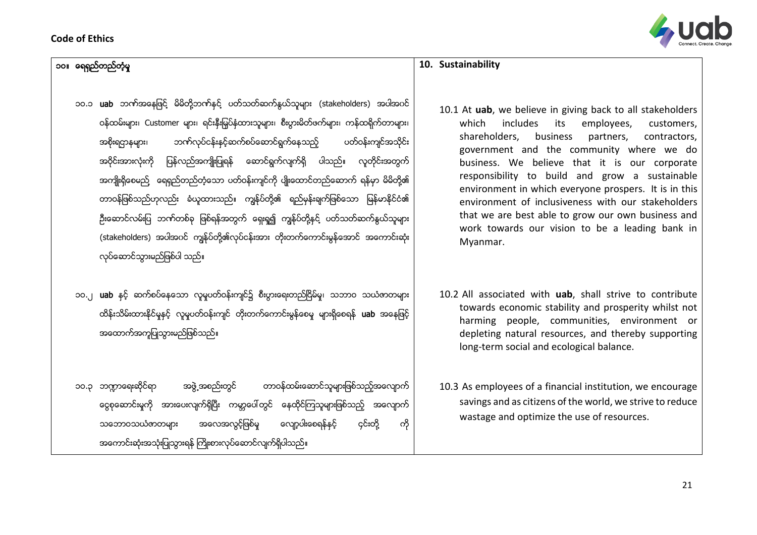## ၁၀။ ရေရှည်တည်တံ့မှု

၁၀.၁ **uab** ဘဏ်အနေဖြင့် မိမိတို့ဘဏ်နှင့် ပတ်သတ်ဆက်နွယ်သူများ (stakeholders) အပါအဝင် ဝန်ထမ်းများ၊ Customer များ၊ ရှင်းနှီးမြှုပ်နှံထားသူများ၊ စီးပွားမိတ်ဖက်များ၊ ကန်ထရိုက်တာများ၊ အစိုးရဌာနများ၊ ဘဏ်လုပ်ငန်းနှင့်ဆက်စပ်ဆောင်ရွက်နေသည့် ပတ်ဝန်းကျင်အသိုင်းအဝိုင်းအားလုံးကို ပြန်လည်အကျိုးပြုရန် ဆောင်ရွက်လျက်ရှိ ပါသည်။ လူတိုင်းအတွက် အကျိုးရှိစေမည့် ရေရှည်တည်တံ့သော ပတ်ဝန်းကျင်ကို ပျိုးထောင်တည်ဆောက် ရန်မှာ မိမိတို့၏ တာဝန်ဖြစ်သည်ဟုလည်း ခံယူထားသည်။ ကျွန်ုပ်တို့၏ ရည်မှန်းချက်ဖြစ်သော မြန်မာနိုင်ငံ၏ ဦးဆောင်လမ်းပြ ဘဏ်တစ်ခု ဖြစ်ရန်အတွက် ရှေးရှု၍ ကျွန်ုပ်တို့နှင့် ပတ်သတ်ဆက်နွယ်သူများ (stakeholders) အပါအဝင် ကျွန်ုပ်တို့၏လုပ်ငန်းအား တိုးတက်ကောင်းမွန်အောင် အကောင်းဆုံး လုပ်ဆောင်သွားမည်ဖြစ်ပါ သည်။

၁၀.၂ **uab** နှင့် ဆက်စပ်နေသော လူမှုပတ်ဝန်းကျင်၌ စီးပွားရေးတည်ငြိမ်မှု၊ သဘာဝ သယံဇာတများ ထိန်းသိမ်းထားနိုင်မှုနှင့် လူမှုပတ်ဝန်းကျင် တိုးတက်ကောင်းမွန်စေမှု များရှိစေရန် **uab** အနေဖြင့် အထောက်အကူပြုသွားမည်ဖြစ်သည်။

၁၀.၃ ဘဏ္ဍာရေးဆိုင်ရာ အဖွဲ့အစည်းတွင် တာဝန်ထမ်းဆောင်သူများဖြစ်သည့်အလျောက် ငွေစုဆောင်းမှုကို အားပေးလျက်ရှိပြီး ကမ္ဘာပေါ်တွင် နေထိုင်ကြသူများဖြစ်သည့် အလျောက် သဘာဝသယံဇာတများ အလေအလွင့်ဖြစ်မှု လျော့ပါးစေရန်နှင့် ၎င်းတို့ ကို အကောင်းဆုံးအသုံးပြုသွားရန် ကြိုးစားလုပ်ဆောင်လျက်ရှိပါသည်။

## 10. Sustainability

10.1 At **uab**, we believe in giving back to all stakeholders which includes its employees, customers, shareholders, business partners, contractors, government and the community where we do business. We believe that it is our corporate responsibility to build and grow a sustainable environment in which everyone prospers. It is in this environment of inclusiveness with our stakeholders that we are best able to grow our own business and work towards our vision to be a leading bank in Myanmar.

10.2 All associated with **uab**, shall strive to contribute towards economic stability and prosperity whilst not harming people, communities, environment or depleting natural resources, and thereby supporting long-term social and ecological balance.

10.3 As employees of a financial institution, we encourage savings and as citizens of the world, we strive to reduce wastage and optimize the use of resources.